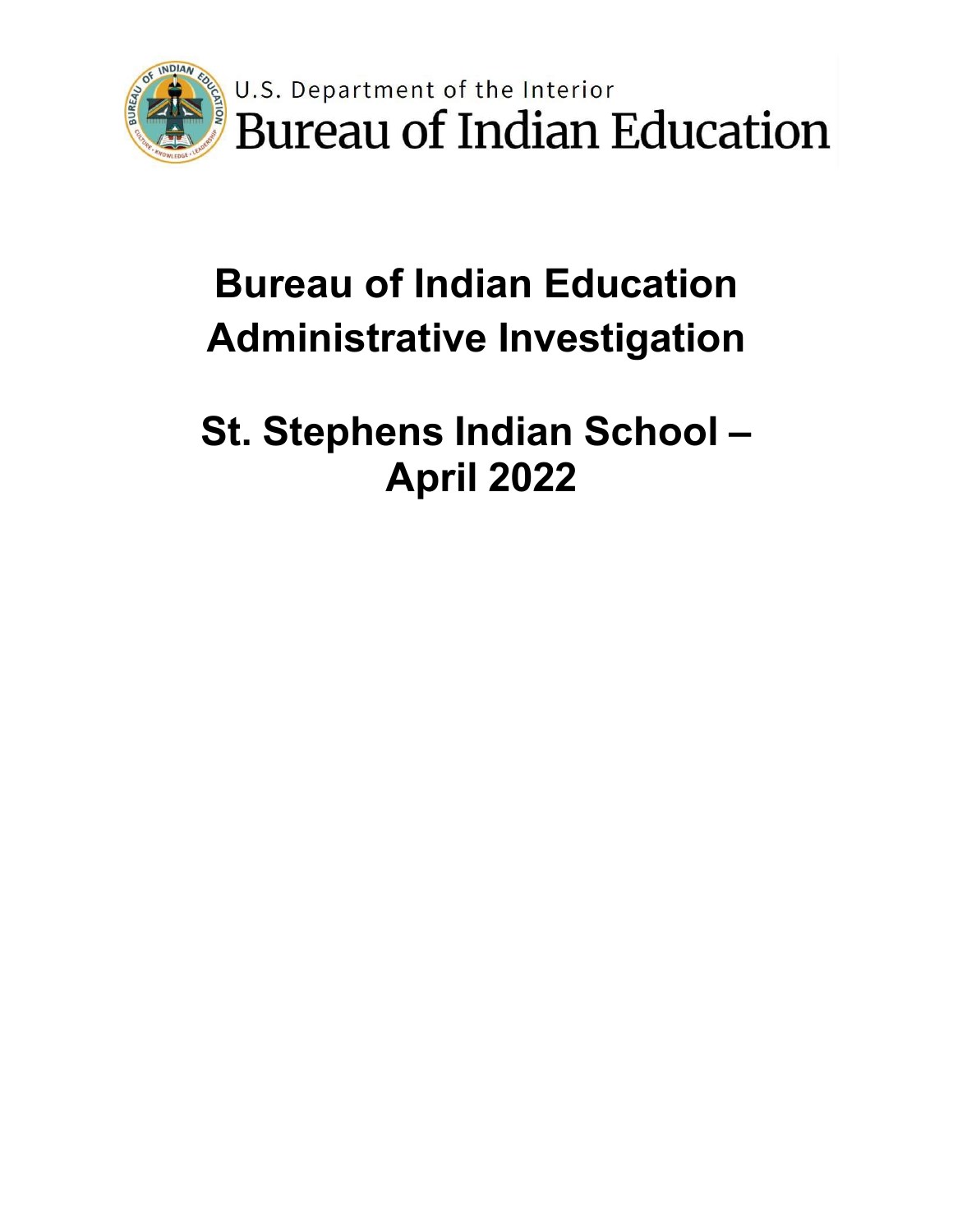U.S. Department of the Interior
Bureau of Indian Education

# Bureau of Indian Education Administrative Investigation

# St. Stephens Indian School – April 2022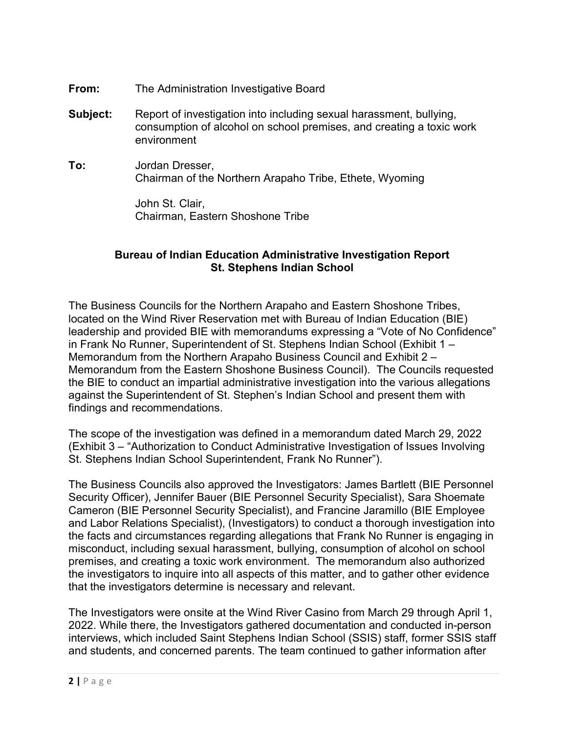**From:** The Administration Investigative Board

**Subject:** Report of investigation into including sexual harassment, bullying, consumption of alcohol on school premises, and creating a toxic work environment

**To:** Jordan Dresser,
Chairman of the Northern Arapaho Tribe, Ethete, Wyoming

John St. Clair,
Chairman, Eastern Shoshone Tribe

## Bureau of Indian Education Administrative Investigation Report
## St. Stephens Indian School

The Business Councils for the Northern Arapaho and Eastern Shoshone Tribes, located on the Wind River Reservation met with Bureau of Indian Education (BIE) leadership and provided BIE with memorandums expressing a "Vote of No Confidence" in Frank No Runner, Superintendent of St. Stephens Indian School (Exhibit 1 – Memorandum from the Northern Arapaho Business Council and Exhibit 2 – Memorandum from the Eastern Shoshone Business Council). The Councils requested the BIE to conduct an impartial administrative investigation into the various allegations against the Superintendent of St. Stephen's Indian School and present them with findings and recommendations.

The scope of the investigation was defined in a memorandum dated March 29, 2022 (Exhibit 3 – "Authorization to Conduct Administrative Investigation of Issues Involving St. Stephens Indian School Superintendent, Frank No Runner").

The Business Councils also approved the Investigators: James Bartlett (BIE Personnel Security Officer), Jennifer Bauer (BIE Personnel Security Specialist), Sara Shoemate Cameron (BIE Personnel Security Specialist), and Francine Jaramillo (BIE Employee and Labor Relations Specialist), (Investigators) to conduct a thorough investigation into the facts and circumstances regarding allegations that Frank No Runner is engaging in misconduct, including sexual harassment, bullying, consumption of alcohol on school premises, and creating a toxic work environment. The memorandum also authorized the investigators to inquire into all aspects of this matter, and to gather other evidence that the investigators determine is necessary and relevant.

The Investigators were onsite at the Wind River Casino from March 29 through April 1, 2022. While there, the Investigators gathered documentation and conducted in-person interviews, which included Saint Stephens Indian School (SSIS) staff, former SSIS staff and students, and concerned parents. The team continued to gather information after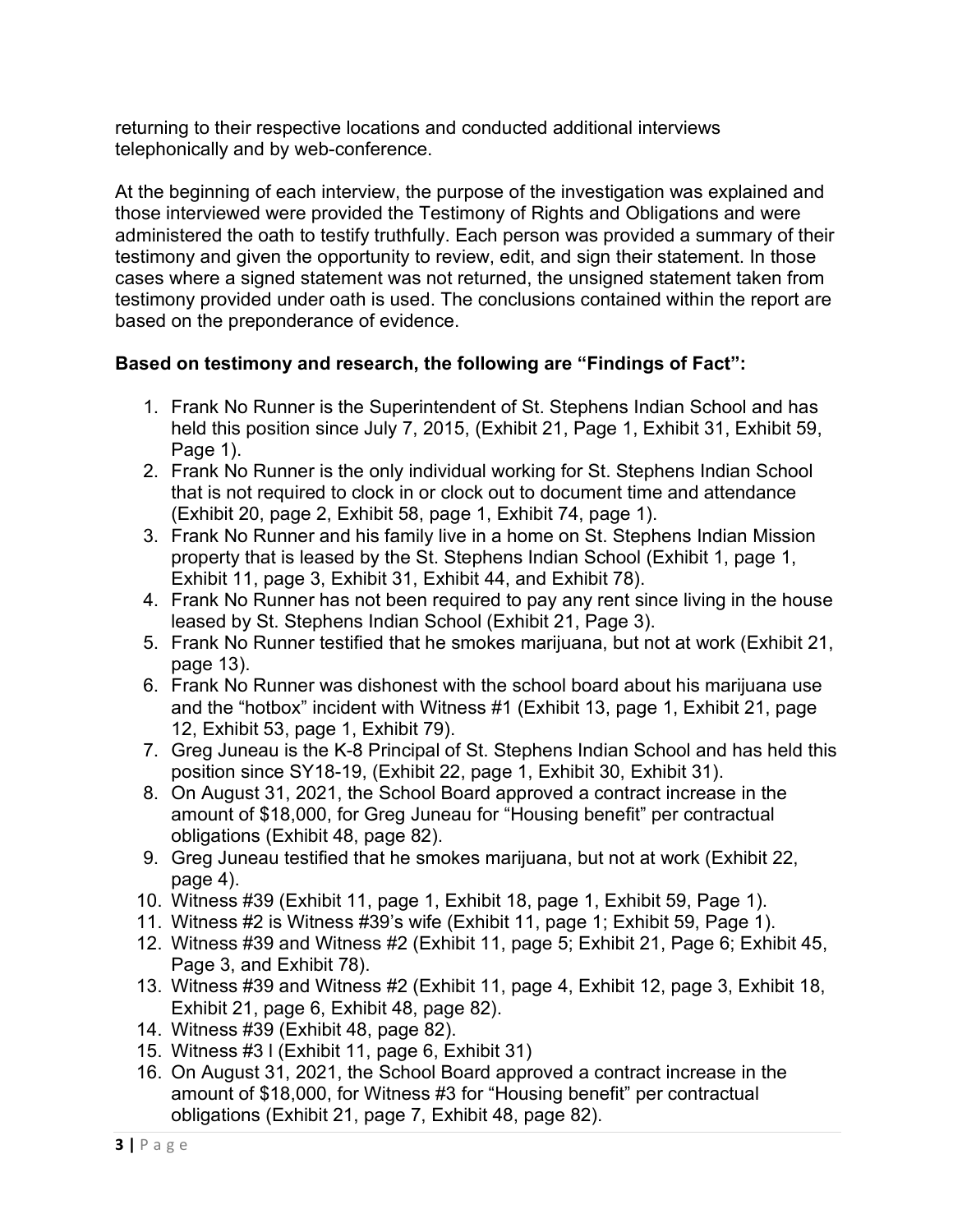returning to their respective locations and conducted additional interviews telephonically and by web-conference.

At the beginning of each interview, the purpose of the investigation was explained and those interviewed were provided the Testimony of Rights and Obligations and were administered the oath to testify truthfully. Each person was provided a summary of their testimony and given the opportunity to review, edit, and sign their statement. In those cases where a signed statement was not returned, the unsigned statement taken from testimony provided under oath is used. The conclusions contained within the report are based on the preponderance of evidence.

**Based on testimony and research, the following are "Findings of Fact":**

1. Frank No Runner is the Superintendent of St. Stephens Indian School and has held this position since July 7, 2015, (Exhibit 21, Page 1, Exhibit 31, Exhibit 59, Page 1).
2. Frank No Runner is the only individual working for St. Stephens Indian School that is not required to clock in or clock out to document time and attendance (Exhibit 20, page 2, Exhibit 58, page 1, Exhibit 74, page 1).
3. Frank No Runner and his family live in a home on St. Stephens Indian Mission property that is leased by the St. Stephens Indian School (Exhibit 1, page 1, Exhibit 11, page 3, Exhibit 31, Exhibit 44, and Exhibit 78).
4. Frank No Runner has not been required to pay any rent since living in the house leased by St. Stephens Indian School (Exhibit 21, Page 3).
5. Frank No Runner testified that he smokes marijuana, but not at work (Exhibit 21, page 13).
6. Frank No Runner was dishonest with the school board about his marijuana use and the "hotbox" incident with Witness #1 (Exhibit 13, page 1, Exhibit 21, page 12, Exhibit 53, page 1, Exhibit 79).
7. Greg Juneau is the K-8 Principal of St. Stephens Indian School and has held this position since SY18-19, (Exhibit 22, page 1, Exhibit 30, Exhibit 31).
8. On August 31, 2021, the School Board approved a contract increase in the amount of $18,000, for Greg Juneau for "Housing benefit" per contractual obligations (Exhibit 48, page 82).
9. Greg Juneau testified that he smokes marijuana, but not at work (Exhibit 22, page 4).
10. Witness #39 (Exhibit 11, page 1, Exhibit 18, page 1, Exhibit 59, Page 1).
11. Witness #2 is Witness #39's wife (Exhibit 11, page 1; Exhibit 59, Page 1).
12. Witness #39 and Witness #2 (Exhibit 11, page 5; Exhibit 21, Page 6; Exhibit 45, Page 3, and Exhibit 78).
13. Witness #39 and Witness #2 (Exhibit 11, page 4, Exhibit 12, page 3, Exhibit 18, Exhibit 21, page 6, Exhibit 48, page 82).
14. Witness #39 (Exhibit 48, page 82).
15. Witness #3 l (Exhibit 11, page 6, Exhibit 31)
16. On August 31, 2021, the School Board approved a contract increase in the amount of $18,000, for Witness #3 for "Housing benefit" per contractual obligations (Exhibit 21, page 7, Exhibit 48, page 82).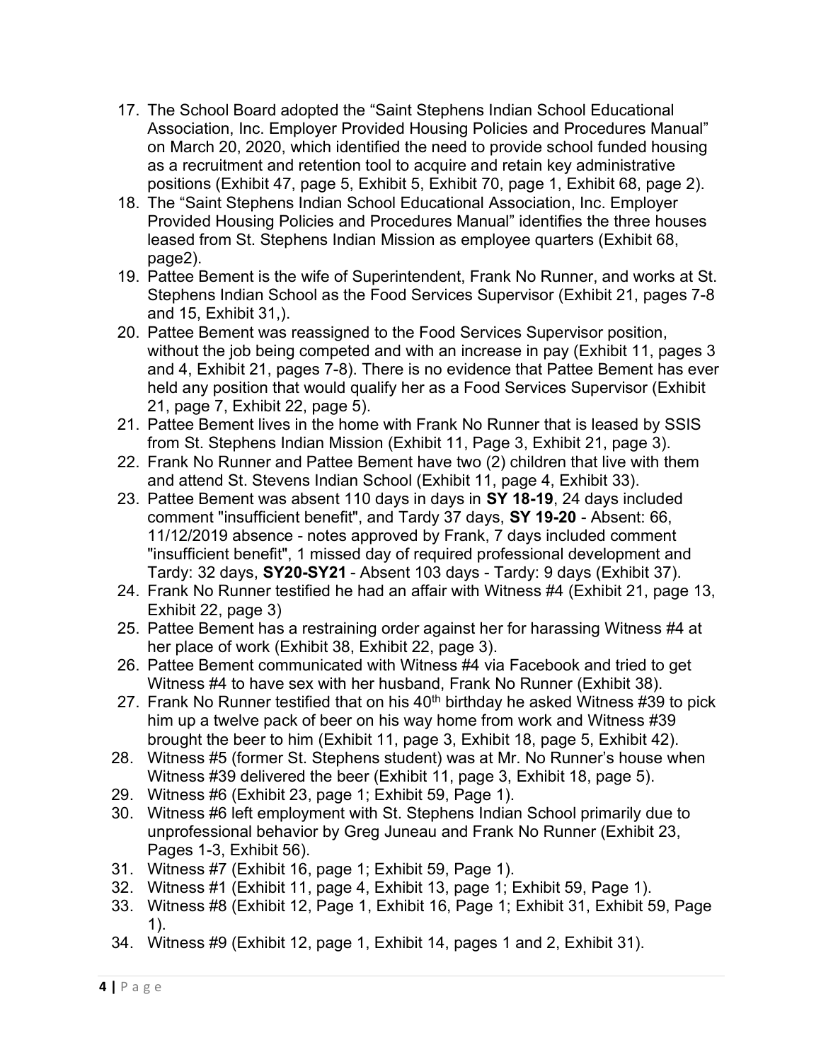17. The School Board adopted the "Saint Stephens Indian School Educational Association, Inc. Employer Provided Housing Policies and Procedures Manual" on March 20, 2020, which identified the need to provide school funded housing as a recruitment and retention tool to acquire and retain key administrative positions (Exhibit 47, page 5, Exhibit 5, Exhibit 70, page 1, Exhibit 68, page 2).
18. The "Saint Stephens Indian School Educational Association, Inc. Employer Provided Housing Policies and Procedures Manual" identifies the three houses leased from St. Stephens Indian Mission as employee quarters (Exhibit 68, page2).
19. Pattee Bement is the wife of Superintendent, Frank No Runner, and works at St. Stephens Indian School as the Food Services Supervisor (Exhibit 21, pages 7-8 and 15, Exhibit 31,).
20. Pattee Bement was reassigned to the Food Services Supervisor position, without the job being competed and with an increase in pay (Exhibit 11, pages 3 and 4, Exhibit 21, pages 7-8). There is no evidence that Pattee Bement has ever held any position that would qualify her as a Food Services Supervisor (Exhibit 21, page 7, Exhibit 22, page 5).
21. Pattee Bement lives in the home with Frank No Runner that is leased by SSIS from St. Stephens Indian Mission (Exhibit 11, Page 3, Exhibit 21, page 3).
22. Frank No Runner and Pattee Bement have two (2) children that live with them and attend St. Stevens Indian School (Exhibit 11, page 4, Exhibit 33).
23. Pattee Bement was absent 110 days in days in **SY 18-19**, 24 days included comment "insufficient benefit", and Tardy 37 days, **SY 19-20** - Absent: 66, 11/12/2019 absence - notes approved by Frank, 7 days included comment "insufficient benefit", 1 missed day of required professional development and Tardy: 32 days, **SY20-SY21** - Absent 103 days - Tardy: 9 days (Exhibit 37).
24. Frank No Runner testified he had an affair with Witness #4 (Exhibit 21, page 13, Exhibit 22, page 3)
25. Pattee Bement has a restraining order against her for harassing Witness #4 at her place of work (Exhibit 38, Exhibit 22, page 3).
26. Pattee Bement communicated with Witness #4 via Facebook and tried to get Witness #4 to have sex with her husband, Frank No Runner (Exhibit 38).
27. Frank No Runner testified that on his 40th birthday he asked Witness #39 to pick him up a twelve pack of beer on his way home from work and Witness #39 brought the beer to him (Exhibit 11, page 3, Exhibit 18, page 5, Exhibit 42).
28. Witness #5 (former St. Stephens student) was at Mr. No Runner's house when Witness #39 delivered the beer (Exhibit 11, page 3, Exhibit 18, page 5).
29. Witness #6 (Exhibit 23, page 1; Exhibit 59, Page 1).
30. Witness #6 left employment with St. Stephens Indian School primarily due to unprofessional behavior by Greg Juneau and Frank No Runner (Exhibit 23, Pages 1-3, Exhibit 56).
31. Witness #7 (Exhibit 16, page 1; Exhibit 59, Page 1).
32. Witness #1 (Exhibit 11, page 4, Exhibit 13, page 1; Exhibit 59, Page 1).
33. Witness #8 (Exhibit 12, Page 1, Exhibit 16, Page 1; Exhibit 31, Exhibit 59, Page 1).
34. Witness #9 (Exhibit 12, page 1, Exhibit 14, pages 1 and 2, Exhibit 31).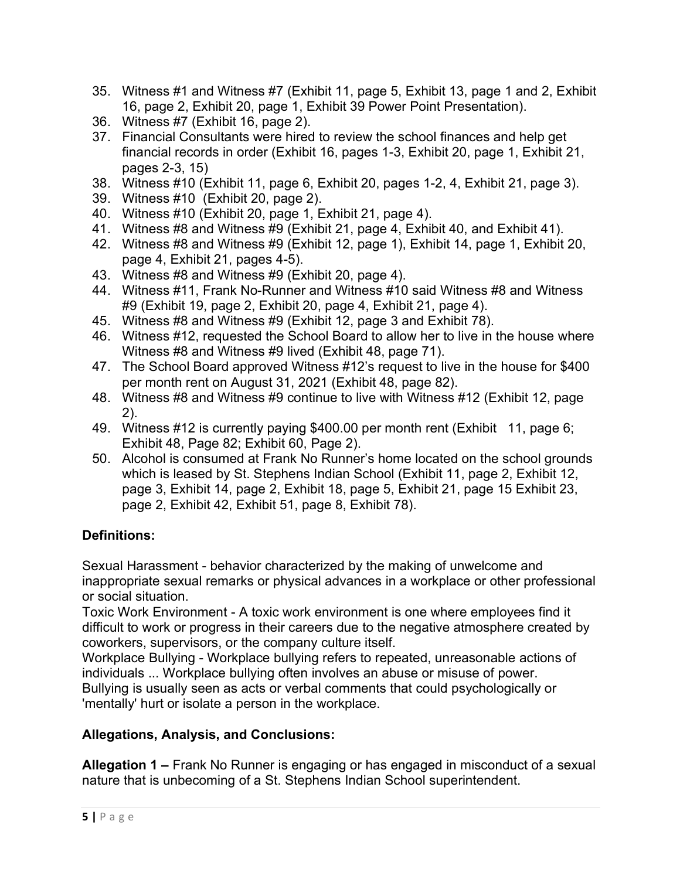35. Witness #1 and Witness #7 (Exhibit 11, page 5, Exhibit 13, page 1 and 2, Exhibit 16, page 2, Exhibit 20, page 1, Exhibit 39 Power Point Presentation).
36. Witness #7 (Exhibit 16, page 2).
37. Financial Consultants were hired to review the school finances and help get financial records in order (Exhibit 16, pages 1-3, Exhibit 20, page 1, Exhibit 21, pages 2-3, 15)
38. Witness #10 (Exhibit 11, page 6, Exhibit 20, pages 1-2, 4, Exhibit 21, page 3).
39. Witness #10 (Exhibit 20, page 2).
40. Witness #10 (Exhibit 20, page 1, Exhibit 21, page 4).
41. Witness #8 and Witness #9 (Exhibit 21, page 4, Exhibit 40, and Exhibit 41).
42. Witness #8 and Witness #9 (Exhibit 12, page 1), Exhibit 14, page 1, Exhibit 20, page 4, Exhibit 21, pages 4-5).
43. Witness #8 and Witness #9 (Exhibit 20, page 4).
44. Witness #11, Frank No-Runner and Witness #10 said Witness #8 and Witness #9 (Exhibit 19, page 2, Exhibit 20, page 4, Exhibit 21, page 4).
45. Witness #8 and Witness #9 (Exhibit 12, page 3 and Exhibit 78).
46. Witness #12, requested the School Board to allow her to live in the house where Witness #8 and Witness #9 lived (Exhibit 48, page 71).
47. The School Board approved Witness #12's request to live in the house for $400 per month rent on August 31, 2021 (Exhibit 48, page 82).
48. Witness #8 and Witness #9 continue to live with Witness #12 (Exhibit 12, page 2).
49. Witness #12 is currently paying $400.00 per month rent (Exhibit 11, page 6; Exhibit 48, Page 82; Exhibit 60, Page 2).
50. Alcohol is consumed at Frank No Runner's home located on the school grounds which is leased by St. Stephens Indian School (Exhibit 11, page 2, Exhibit 12, page 3, Exhibit 14, page 2, Exhibit 18, page 5, Exhibit 21, page 15 Exhibit 23, page 2, Exhibit 42, Exhibit 51, page 8, Exhibit 78).

## Definitions:

Sexual Harassment - behavior characterized by the making of unwelcome and inappropriate sexual remarks or physical advances in a workplace or other professional or social situation.
Toxic Work Environment - A toxic work environment is one where employees find it difficult to work or progress in their careers due to the negative atmosphere created by coworkers, supervisors, or the company culture itself.
Workplace Bullying - Workplace bullying refers to repeated, unreasonable actions of individuals ... Workplace bullying often involves an abuse or misuse of power. Bullying is usually seen as acts or verbal comments that could psychologically or 'mentally' hurt or isolate a person in the workplace.

## Allegations, Analysis, and Conclusions:

**Allegation 1 –** Frank No Runner is engaging or has engaged in misconduct of a sexual nature that is unbecoming of a St. Stephens Indian School superintendent.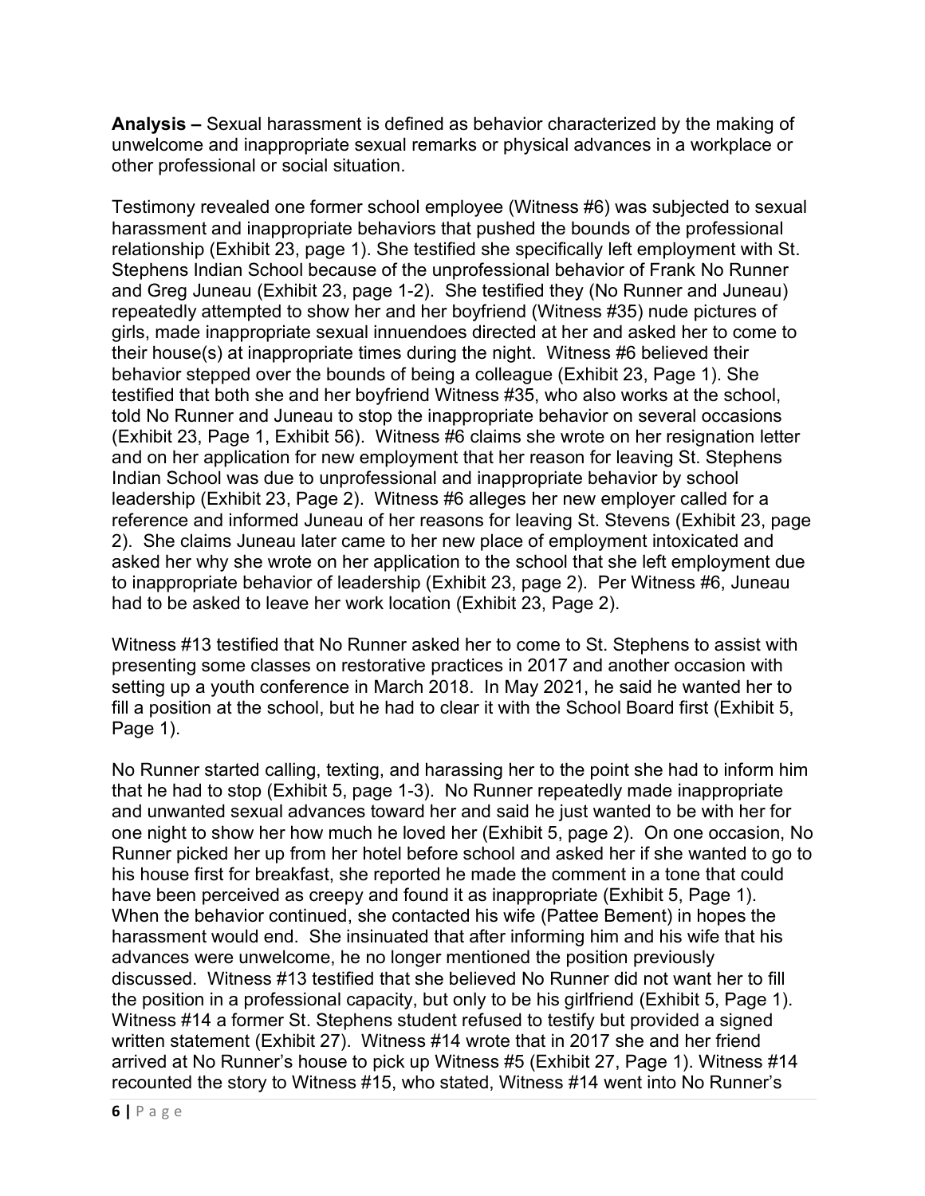**Analysis –** Sexual harassment is defined as behavior characterized by the making of unwelcome and inappropriate sexual remarks or physical advances in a workplace or other professional or social situation.

Testimony revealed one former school employee (Witness #6) was subjected to sexual harassment and inappropriate behaviors that pushed the bounds of the professional relationship (Exhibit 23, page 1). She testified she specifically left employment with St. Stephens Indian School because of the unprofessional behavior of Frank No Runner and Greg Juneau (Exhibit 23, page 1-2). She testified they (No Runner and Juneau) repeatedly attempted to show her and her boyfriend (Witness #35) nude pictures of girls, made inappropriate sexual innuendoes directed at her and asked her to come to their house(s) at inappropriate times during the night. Witness #6 believed their behavior stepped over the bounds of being a colleague (Exhibit 23, Page 1). She testified that both she and her boyfriend Witness #35, who also works at the school, told No Runner and Juneau to stop the inappropriate behavior on several occasions (Exhibit 23, Page 1, Exhibit 56). Witness #6 claims she wrote on her resignation letter and on her application for new employment that her reason for leaving St. Stephens Indian School was due to unprofessional and inappropriate behavior by school leadership (Exhibit 23, Page 2). Witness #6 alleges her new employer called for a reference and informed Juneau of her reasons for leaving St. Stevens (Exhibit 23, page 2). She claims Juneau later came to her new place of employment intoxicated and asked her why she wrote on her application to the school that she left employment due to inappropriate behavior of leadership (Exhibit 23, page 2). Per Witness #6, Juneau had to be asked to leave her work location (Exhibit 23, Page 2).

Witness #13 testified that No Runner asked her to come to St. Stephens to assist with presenting some classes on restorative practices in 2017 and another occasion with setting up a youth conference in March 2018. In May 2021, he said he wanted her to fill a position at the school, but he had to clear it with the School Board first (Exhibit 5, Page 1).

No Runner started calling, texting, and harassing her to the point she had to inform him that he had to stop (Exhibit 5, page 1-3). No Runner repeatedly made inappropriate and unwanted sexual advances toward her and said he just wanted to be with her for one night to show her how much he loved her (Exhibit 5, page 2). On one occasion, No Runner picked her up from her hotel before school and asked her if she wanted to go to his house first for breakfast, she reported he made the comment in a tone that could have been perceived as creepy and found it as inappropriate (Exhibit 5, Page 1). When the behavior continued, she contacted his wife (Pattee Bement) in hopes the harassment would end. She insinuated that after informing him and his wife that his advances were unwelcome, he no longer mentioned the position previously discussed. Witness #13 testified that she believed No Runner did not want her to fill the position in a professional capacity, but only to be his girlfriend (Exhibit 5, Page 1). Witness #14 a former St. Stephens student refused to testify but provided a signed written statement (Exhibit 27). Witness #14 wrote that in 2017 she and her friend arrived at No Runner's house to pick up Witness #5 (Exhibit 27, Page 1). Witness #14 recounted the story to Witness #15, who stated, Witness #14 went into No Runner's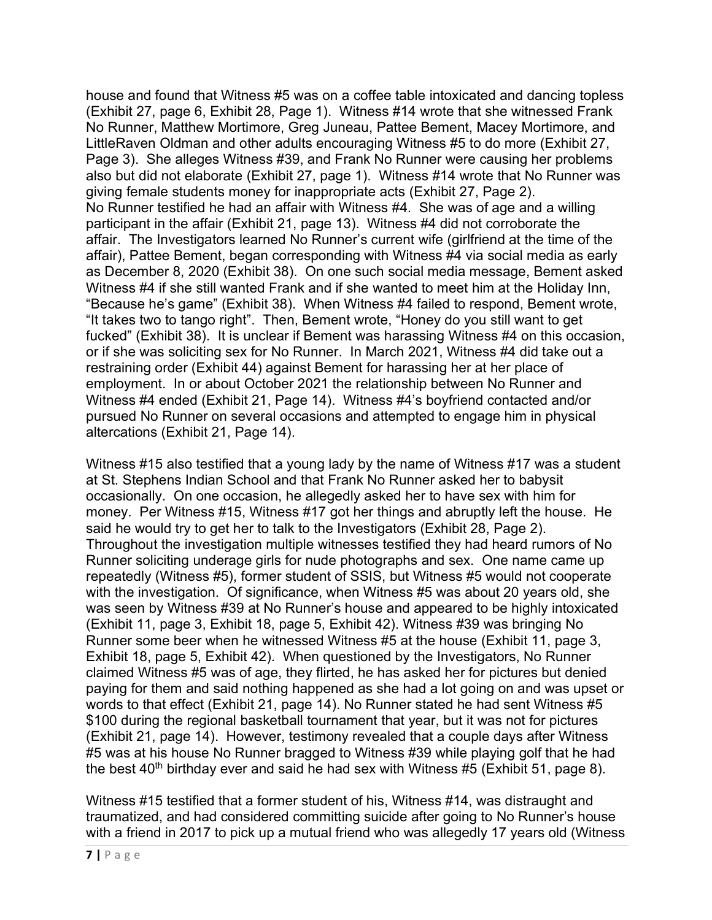house and found that Witness #5 was on a coffee table intoxicated and dancing topless (Exhibit 27, page 6, Exhibit 28, Page 1). Witness #14 wrote that she witnessed Frank No Runner, Matthew Mortimore, Greg Juneau, Pattee Bement, Macey Mortimore, and LittleRaven Oldman and other adults encouraging Witness #5 to do more (Exhibit 27, Page 3). She alleges Witness #39, and Frank No Runner were causing her problems also but did not elaborate (Exhibit 27, page 1). Witness #14 wrote that No Runner was giving female students money for inappropriate acts (Exhibit 27, Page 2).
No Runner testified he had an affair with Witness #4. She was of age and a willing participant in the affair (Exhibit 21, page 13). Witness #4 did not corroborate the affair. The Investigators learned No Runner's current wife (girlfriend at the time of the affair), Pattee Bement, began corresponding with Witness #4 via social media as early as December 8, 2020 (Exhibit 38). On one such social media message, Bement asked Witness #4 if she still wanted Frank and if she wanted to meet him at the Holiday Inn, "Because he's game" (Exhibit 38). When Witness #4 failed to respond, Bement wrote, "It takes two to tango right". Then, Bement wrote, "Honey do you still want to get fucked" (Exhibit 38). It is unclear if Bement was harassing Witness #4 on this occasion, or if she was soliciting sex for No Runner. In March 2021, Witness #4 did take out a restraining order (Exhibit 44) against Bement for harassing her at her place of employment. In or about October 2021 the relationship between No Runner and Witness #4 ended (Exhibit 21, Page 14). Witness #4's boyfriend contacted and/or pursued No Runner on several occasions and attempted to engage him in physical altercations (Exhibit 21, Page 14).

Witness #15 also testified that a young lady by the name of Witness #17 was a student at St. Stephens Indian School and that Frank No Runner asked her to babysit occasionally. On one occasion, he allegedly asked her to have sex with him for money. Per Witness #15, Witness #17 got her things and abruptly left the house. He said he would try to get her to talk to the Investigators (Exhibit 28, Page 2).
Throughout the investigation multiple witnesses testified they had heard rumors of No Runner soliciting underage girls for nude photographs and sex. One name came up repeatedly (Witness #5), former student of SSIS, but Witness #5 would not cooperate with the investigation. Of significance, when Witness #5 was about 20 years old, she was seen by Witness #39 at No Runner's house and appeared to be highly intoxicated (Exhibit 11, page 3, Exhibit 18, page 5, Exhibit 42). Witness #39 was bringing No Runner some beer when he witnessed Witness #5 at the house (Exhibit 11, page 3, Exhibit 18, page 5, Exhibit 42). When questioned by the Investigators, No Runner claimed Witness #5 was of age, they flirted, he has asked her for pictures but denied paying for them and said nothing happened as she had a lot going on and was upset or words to that effect (Exhibit 21, page 14). No Runner stated he had sent Witness #5 $100 during the regional basketball tournament that year, but it was not for pictures (Exhibit 21, page 14). However, testimony revealed that a couple days after Witness #5 was at his house No Runner bragged to Witness #39 while playing golf that he had the best 40th birthday ever and said he had sex with Witness #5 (Exhibit 51, page 8).

Witness #15 testified that a former student of his, Witness #14, was distraught and traumatized, and had considered committing suicide after going to No Runner's house with a friend in 2017 to pick up a mutual friend who was allegedly 17 years old (Witness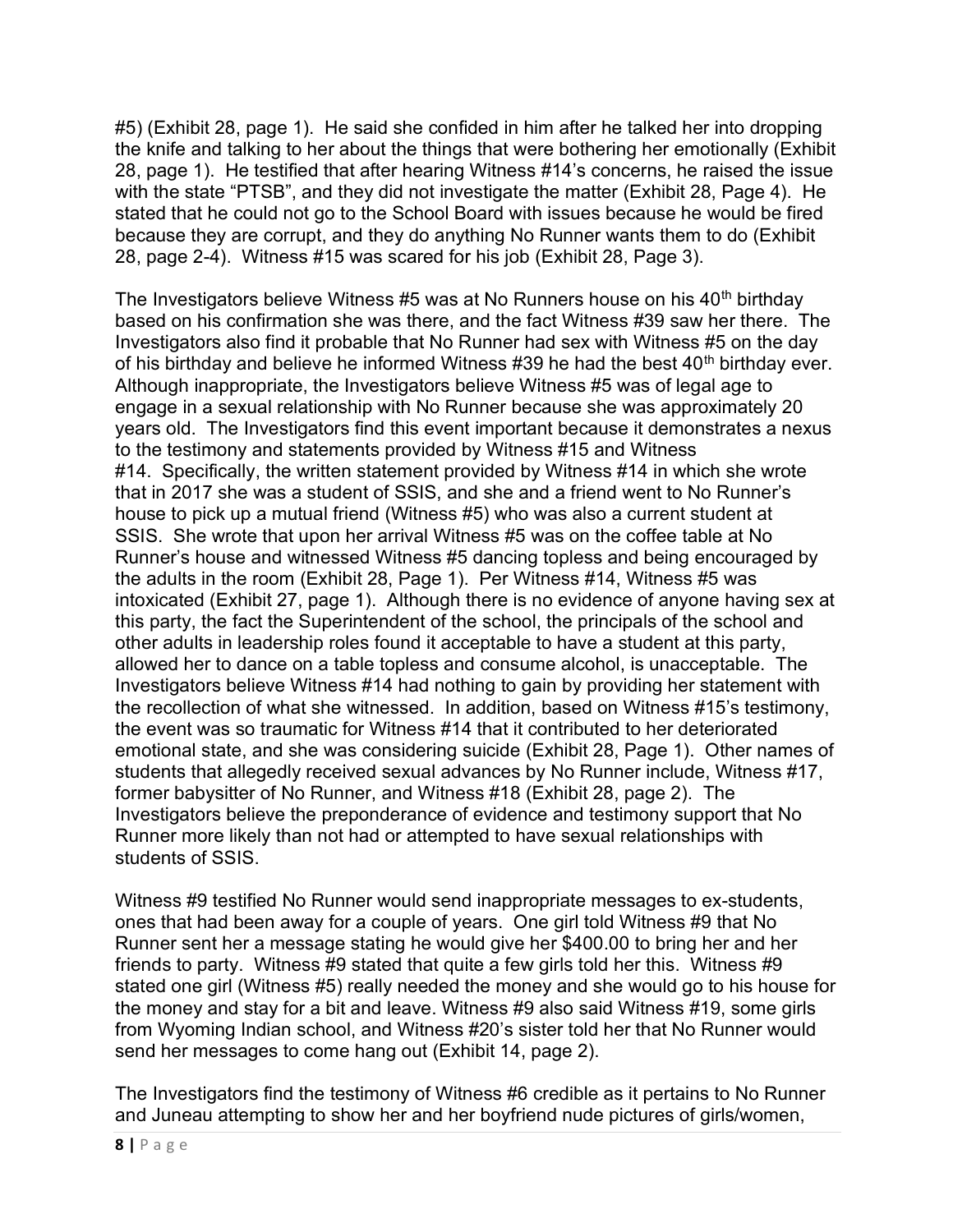#5) (Exhibit 28, page 1). He said she confided in him after he talked her into dropping the knife and talking to her about the things that were bothering her emotionally (Exhibit 28, page 1). He testified that after hearing Witness #14's concerns, he raised the issue with the state "PTSB", and they did not investigate the matter (Exhibit 28, Page 4). He stated that he could not go to the School Board with issues because he would be fired because they are corrupt, and they do anything No Runner wants them to do (Exhibit 28, page 2-4). Witness #15 was scared for his job (Exhibit 28, Page 3).

The Investigators believe Witness #5 was at No Runners house on his 40th birthday based on his confirmation she was there, and the fact Witness #39 saw her there. The Investigators also find it probable that No Runner had sex with Witness #5 on the day of his birthday and believe he informed Witness #39 he had the best 40th birthday ever. Although inappropriate, the Investigators believe Witness #5 was of legal age to engage in a sexual relationship with No Runner because she was approximately 20 years old. The Investigators find this event important because it demonstrates a nexus to the testimony and statements provided by Witness #15 and Witness #14. Specifically, the written statement provided by Witness #14 in which she wrote that in 2017 she was a student of SSIS, and she and a friend went to No Runner's house to pick up a mutual friend (Witness #5) who was also a current student at SSIS. She wrote that upon her arrival Witness #5 was on the coffee table at No Runner's house and witnessed Witness #5 dancing topless and being encouraged by the adults in the room (Exhibit 28, Page 1). Per Witness #14, Witness #5 was intoxicated (Exhibit 27, page 1). Although there is no evidence of anyone having sex at this party, the fact the Superintendent of the school, the principals of the school and other adults in leadership roles found it acceptable to have a student at this party, allowed her to dance on a table topless and consume alcohol, is unacceptable. The Investigators believe Witness #14 had nothing to gain by providing her statement with the recollection of what she witnessed. In addition, based on Witness #15's testimony, the event was so traumatic for Witness #14 that it contributed to her deteriorated emotional state, and she was considering suicide (Exhibit 28, Page 1). Other names of students that allegedly received sexual advances by No Runner include, Witness #17, former babysitter of No Runner, and Witness #18 (Exhibit 28, page 2). The Investigators believe the preponderance of evidence and testimony support that No Runner more likely than not had or attempted to have sexual relationships with students of SSIS.

Witness #9 testified No Runner would send inappropriate messages to ex-students, ones that had been away for a couple of years. One girl told Witness #9 that No Runner sent her a message stating he would give her $400.00 to bring her and her friends to party. Witness #9 stated that quite a few girls told her this. Witness #9 stated one girl (Witness #5) really needed the money and she would go to his house for the money and stay for a bit and leave. Witness #9 also said Witness #19, some girls from Wyoming Indian school, and Witness #20's sister told her that No Runner would send her messages to come hang out (Exhibit 14, page 2).

The Investigators find the testimony of Witness #6 credible as it pertains to No Runner and Juneau attempting to show her and her boyfriend nude pictures of girls/women,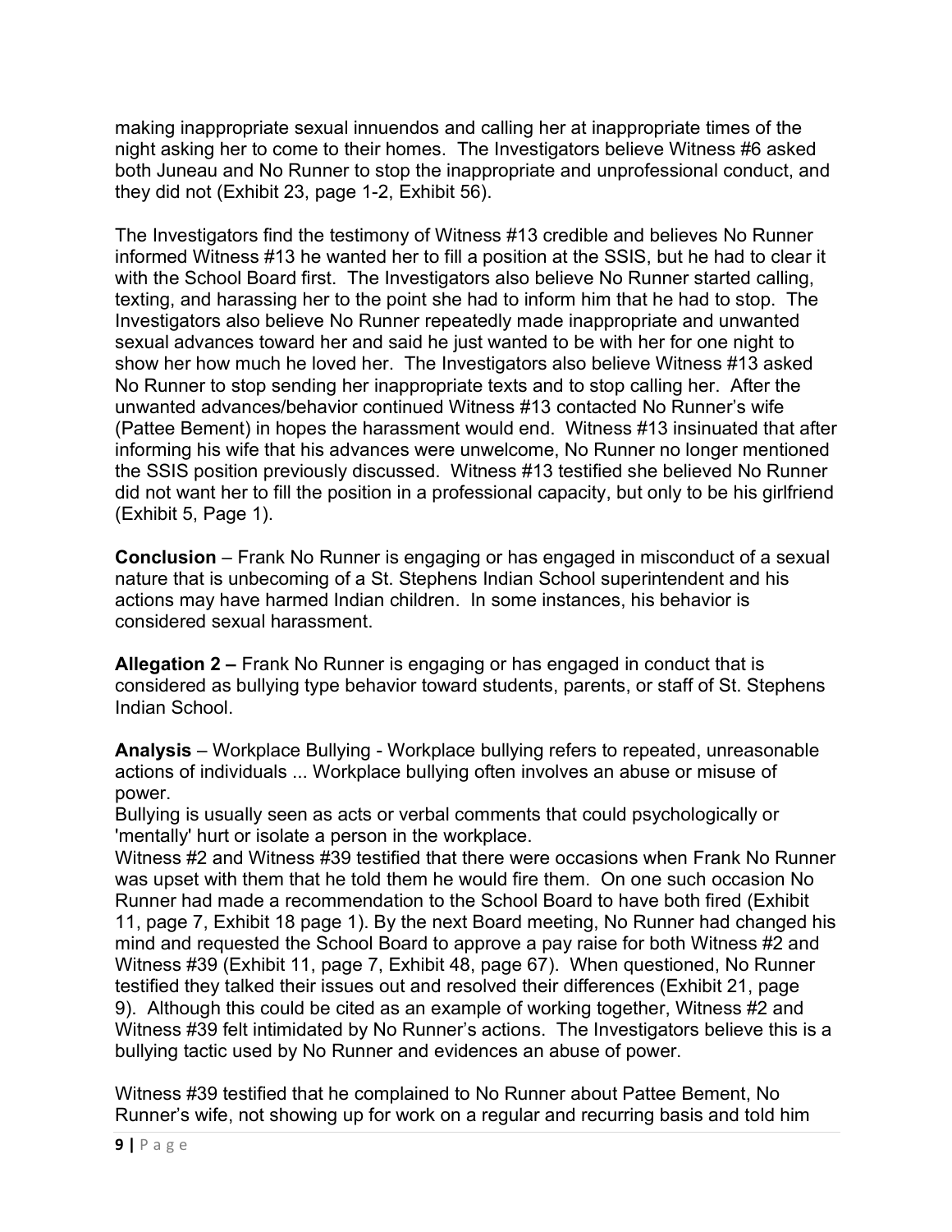making inappropriate sexual innuendos and calling her at inappropriate times of the night asking her to come to their homes. The Investigators believe Witness #6 asked both Juneau and No Runner to stop the inappropriate and unprofessional conduct, and they did not (Exhibit 23, page 1-2, Exhibit 56).

The Investigators find the testimony of Witness #13 credible and believes No Runner informed Witness #13 he wanted her to fill a position at the SSIS, but he had to clear it with the School Board first. The Investigators also believe No Runner started calling, texting, and harassing her to the point she had to inform him that he had to stop. The Investigators also believe No Runner repeatedly made inappropriate and unwanted sexual advances toward her and said he just wanted to be with her for one night to show her how much he loved her. The Investigators also believe Witness #13 asked No Runner to stop sending her inappropriate texts and to stop calling her. After the unwanted advances/behavior continued Witness #13 contacted No Runner's wife (Pattee Bement) in hopes the harassment would end. Witness #13 insinuated that after informing his wife that his advances were unwelcome, No Runner no longer mentioned the SSIS position previously discussed. Witness #13 testified she believed No Runner did not want her to fill the position in a professional capacity, but only to be his girlfriend (Exhibit 5, Page 1).

**Conclusion** – Frank No Runner is engaging or has engaged in misconduct of a sexual nature that is unbecoming of a St. Stephens Indian School superintendent and his actions may have harmed Indian children. In some instances, his behavior is considered sexual harassment.

**Allegation 2 –** Frank No Runner is engaging or has engaged in conduct that is considered as bullying type behavior toward students, parents, or staff of St. Stephens Indian School.

**Analysis** – Workplace Bullying - Workplace bullying refers to repeated, unreasonable actions of individuals ... Workplace bullying often involves an abuse or misuse of power.
Bullying is usually seen as acts or verbal comments that could psychologically or 'mentally' hurt or isolate a person in the workplace.
Witness #2 and Witness #39 testified that there were occasions when Frank No Runner was upset with them that he told them he would fire them. On one such occasion No Runner had made a recommendation to the School Board to have both fired (Exhibit 11, page 7, Exhibit 18 page 1). By the next Board meeting, No Runner had changed his mind and requested the School Board to approve a pay raise for both Witness #2 and Witness #39 (Exhibit 11, page 7, Exhibit 48, page 67). When questioned, No Runner testified they talked their issues out and resolved their differences (Exhibit 21, page 9). Although this could be cited as an example of working together, Witness #2 and Witness #39 felt intimidated by No Runner's actions. The Investigators believe this is a bullying tactic used by No Runner and evidences an abuse of power.

Witness #39 testified that he complained to No Runner about Pattee Bement, No Runner's wife, not showing up for work on a regular and recurring basis and told him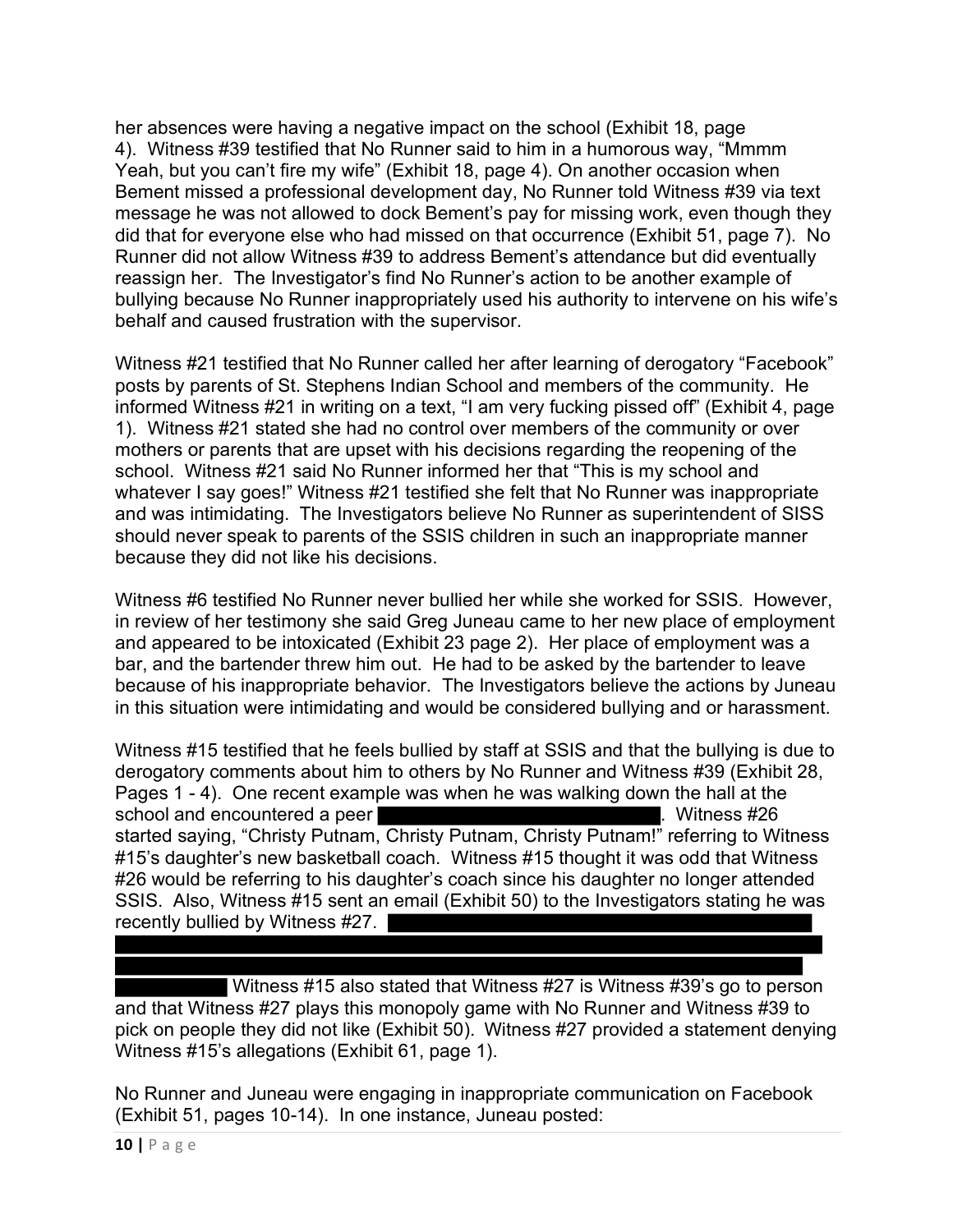her absences were having a negative impact on the school (Exhibit 18, page 4). Witness #39 testified that No Runner said to him in a humorous way, "Mmmm Yeah, but you can't fire my wife" (Exhibit 18, page 4). On another occasion when Bement missed a professional development day, No Runner told Witness #39 via text message he was not allowed to dock Bement's pay for missing work, even though they did that for everyone else who had missed on that occurrence (Exhibit 51, page 7). No Runner did not allow Witness #39 to address Bement's attendance but did eventually reassign her. The Investigator's find No Runner's action to be another example of bullying because No Runner inappropriately used his authority to intervene on his wife's behalf and caused frustration with the supervisor.

Witness #21 testified that No Runner called her after learning of derogatory "Facebook" posts by parents of St. Stephens Indian School and members of the community. He informed Witness #21 in writing on a text, "I am very fucking pissed off" (Exhibit 4, page 1). Witness #21 stated she had no control over members of the community or over mothers or parents that are upset with his decisions regarding the reopening of the school. Witness #21 said No Runner informed her that "This is my school and whatever I say goes!" Witness #21 testified she felt that No Runner was inappropriate and was intimidating. The Investigators believe No Runner as superintendent of SISS should never speak to parents of the SSIS children in such an inappropriate manner because they did not like his decisions.

Witness #6 testified No Runner never bullied her while she worked for SSIS. However, in review of her testimony she said Greg Juneau came to her new place of employment and appeared to be intoxicated (Exhibit 23 page 2). Her place of employment was a bar, and the bartender threw him out. He had to be asked by the bartender to leave because of his inappropriate behavior. The Investigators believe the actions by Juneau in this situation were intimidating and would be considered bullying and or harassment.

Witness #15 testified that he feels bullied by staff at SSIS and that the bullying is due to derogatory comments about him to others by No Runner and Witness #39 (Exhibit 28, Pages 1 - 4). One recent example was when he was walking down the hall at the school and encountered a peer [REDACTED]. Witness #26 started saying, "Christy Putnam, Christy Putnam, Christy Putnam!" referring to Witness #15's daughter's new basketball coach. Witness #15 thought it was odd that Witness #26 would be referring to his daughter's coach since his daughter no longer attended SSIS. Also, Witness #15 sent an email (Exhibit 50) to the Investigators stating he was recently bullied by Witness #27. [REDACTED] Witness #15 also stated that Witness #27 is Witness #39's go to person and that Witness #27 plays this monopoly game with No Runner and Witness #39 to pick on people they did not like (Exhibit 50). Witness #27 provided a statement denying Witness #15's allegations (Exhibit 61, page 1).

No Runner and Juneau were engaging in inappropriate communication on Facebook (Exhibit 51, pages 10-14). In one instance, Juneau posted: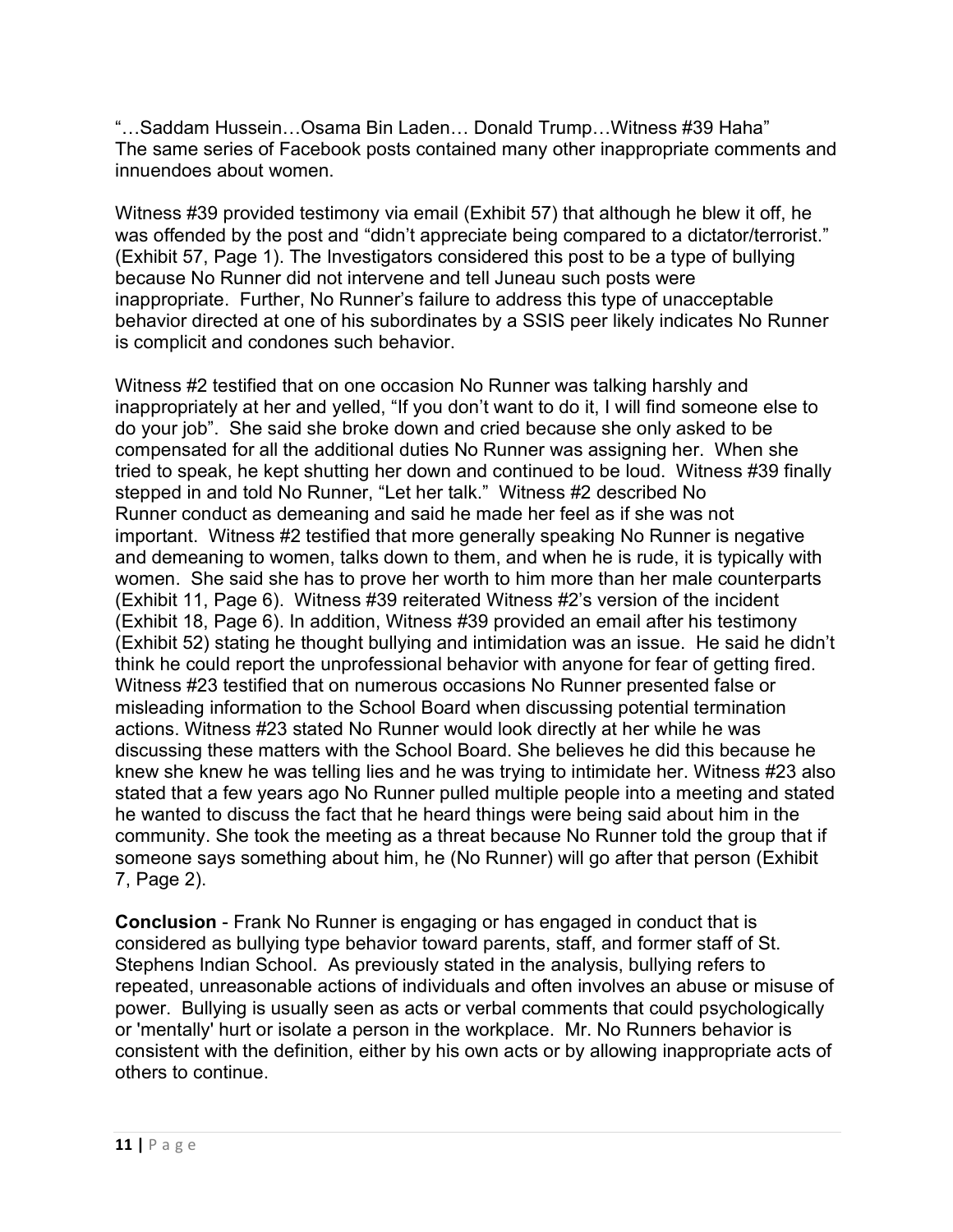"…Saddam Hussein…Osama Bin Laden… Donald Trump…Witness #39 Haha"
The same series of Facebook posts contained many other inappropriate comments and innuendoes about women.

Witness #39 provided testimony via email (Exhibit 57) that although he blew it off, he was offended by the post and "didn't appreciate being compared to a dictator/terrorist." (Exhibit 57, Page 1). The Investigators considered this post to be a type of bullying because No Runner did not intervene and tell Juneau such posts were inappropriate. Further, No Runner's failure to address this type of unacceptable behavior directed at one of his subordinates by a SSIS peer likely indicates No Runner is complicit and condones such behavior.

Witness #2 testified that on one occasion No Runner was talking harshly and inappropriately at her and yelled, "If you don't want to do it, I will find someone else to do your job". She said she broke down and cried because she only asked to be compensated for all the additional duties No Runner was assigning her. When she tried to speak, he kept shutting her down and continued to be loud. Witness #39 finally stepped in and told No Runner, "Let her talk." Witness #2 described No Runner conduct as demeaning and said he made her feel as if she was not important. Witness #2 testified that more generally speaking No Runner is negative and demeaning to women, talks down to them, and when he is rude, it is typically with women. She said she has to prove her worth to him more than her male counterparts (Exhibit 11, Page 6). Witness #39 reiterated Witness #2's version of the incident (Exhibit 18, Page 6). In addition, Witness #39 provided an email after his testimony (Exhibit 52) stating he thought bullying and intimidation was an issue. He said he didn't think he could report the unprofessional behavior with anyone for fear of getting fired.
Witness #23 testified that on numerous occasions No Runner presented false or misleading information to the School Board when discussing potential termination actions. Witness #23 stated No Runner would look directly at her while he was discussing these matters with the School Board. She believes he did this because he knew she knew he was telling lies and he was trying to intimidate her. Witness #23 also stated that a few years ago No Runner pulled multiple people into a meeting and stated he wanted to discuss the fact that he heard things were being said about him in the community. She took the meeting as a threat because No Runner told the group that if someone says something about him, he (No Runner) will go after that person (Exhibit 7, Page 2).

**Conclusion** - Frank No Runner is engaging or has engaged in conduct that is considered as bullying type behavior toward parents, staff, and former staff of St. Stephens Indian School. As previously stated in the analysis, bullying refers to repeated, unreasonable actions of individuals and often involves an abuse or misuse of power. Bullying is usually seen as acts or verbal comments that could psychologically or 'mentally' hurt or isolate a person in the workplace. Mr. No Runners behavior is consistent with the definition, either by his own acts or by allowing inappropriate acts of others to continue.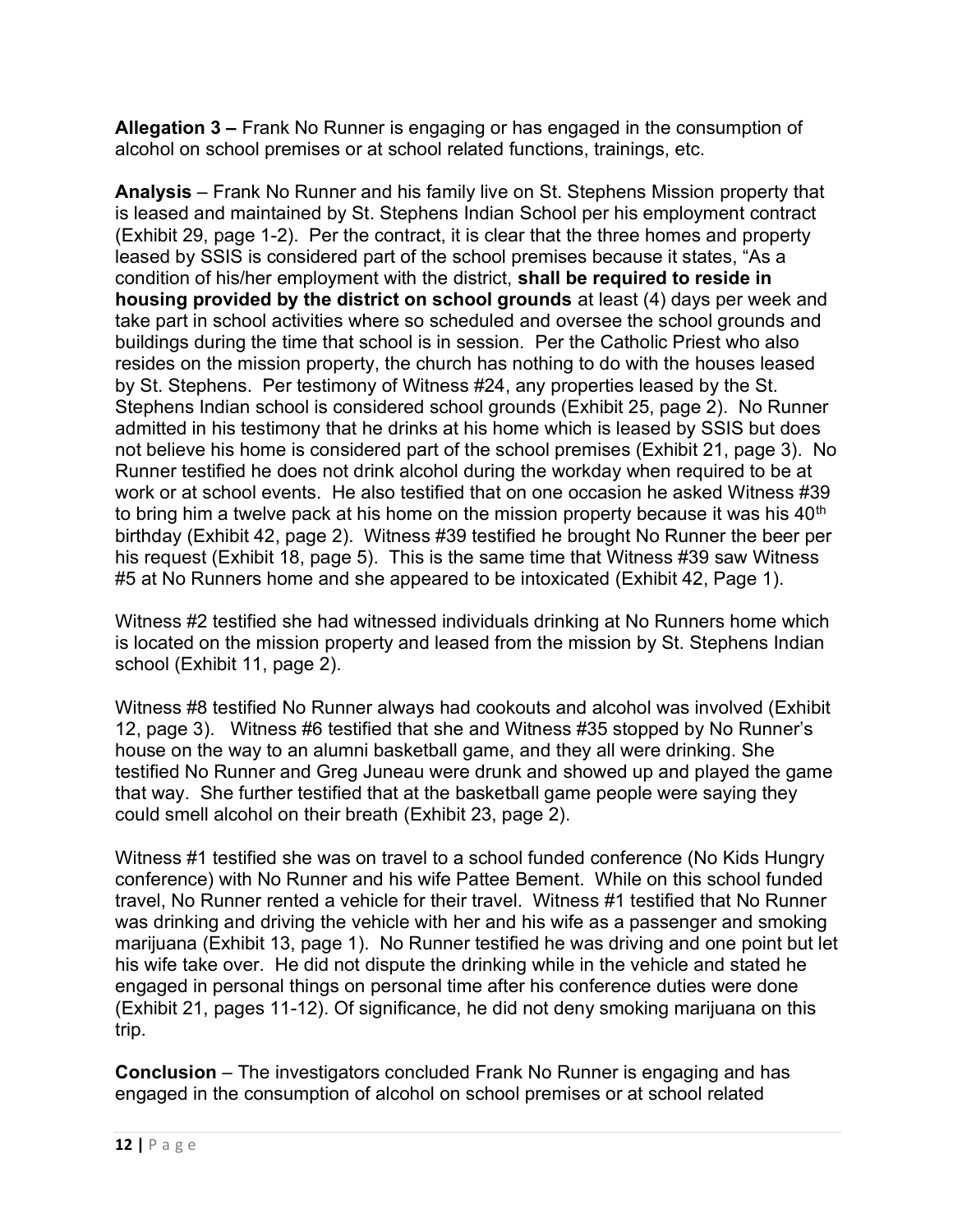**Allegation 3 –** Frank No Runner is engaging or has engaged in the consumption of alcohol on school premises or at school related functions, trainings, etc.

**Analysis** – Frank No Runner and his family live on St. Stephens Mission property that is leased and maintained by St. Stephens Indian School per his employment contract (Exhibit 29, page 1-2). Per the contract, it is clear that the three homes and property leased by SSIS is considered part of the school premises because it states, "As a condition of his/her employment with the district, **shall be required to reside in housing provided by the district on school grounds** at least (4) days per week and take part in school activities where so scheduled and oversee the school grounds and buildings during the time that school is in session. Per the Catholic Priest who also resides on the mission property, the church has nothing to do with the houses leased by St. Stephens. Per testimony of Witness #24, any properties leased by the St. Stephens Indian school is considered school grounds (Exhibit 25, page 2). No Runner admitted in his testimony that he drinks at his home which is leased by SSIS but does not believe his home is considered part of the school premises (Exhibit 21, page 3). No Runner testified he does not drink alcohol during the workday when required to be at work or at school events. He also testified that on one occasion he asked Witness #39 to bring him a twelve pack at his home on the mission property because it was his 40th birthday (Exhibit 42, page 2). Witness #39 testified he brought No Runner the beer per his request (Exhibit 18, page 5). This is the same time that Witness #39 saw Witness #5 at No Runners home and she appeared to be intoxicated (Exhibit 42, Page 1).

Witness #2 testified she had witnessed individuals drinking at No Runners home which is located on the mission property and leased from the mission by St. Stephens Indian school (Exhibit 11, page 2).

Witness #8 testified No Runner always had cookouts and alcohol was involved (Exhibit 12, page 3). Witness #6 testified that she and Witness #35 stopped by No Runner's house on the way to an alumni basketball game, and they all were drinking. She testified No Runner and Greg Juneau were drunk and showed up and played the game that way. She further testified that at the basketball game people were saying they could smell alcohol on their breath (Exhibit 23, page 2).

Witness #1 testified she was on travel to a school funded conference (No Kids Hungry conference) with No Runner and his wife Pattee Bement. While on this school funded travel, No Runner rented a vehicle for their travel. Witness #1 testified that No Runner was drinking and driving the vehicle with her and his wife as a passenger and smoking marijuana (Exhibit 13, page 1). No Runner testified he was driving and one point but let his wife take over. He did not dispute the drinking while in the vehicle and stated he engaged in personal things on personal time after his conference duties were done (Exhibit 21, pages 11-12). Of significance, he did not deny smoking marijuana on this trip.

**Conclusion** – The investigators concluded Frank No Runner is engaging and has engaged in the consumption of alcohol on school premises or at school related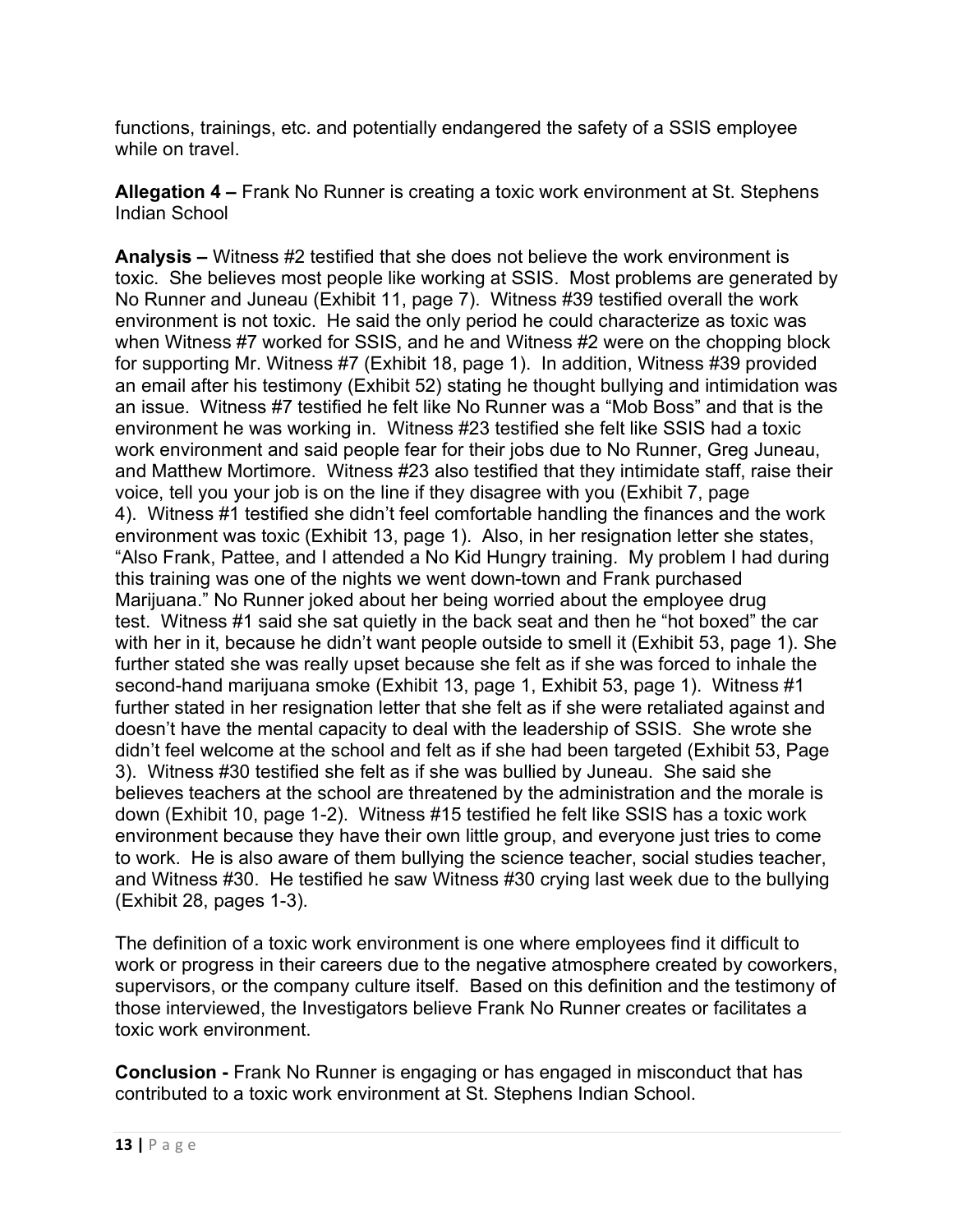functions, trainings, etc. and potentially endangered the safety of a SSIS employee while on travel.

**Allegation 4 –** Frank No Runner is creating a toxic work environment at St. Stephens Indian School

**Analysis –** Witness #2 testified that she does not believe the work environment is toxic. She believes most people like working at SSIS. Most problems are generated by No Runner and Juneau (Exhibit 11, page 7). Witness #39 testified overall the work environment is not toxic. He said the only period he could characterize as toxic was when Witness #7 worked for SSIS, and he and Witness #2 were on the chopping block for supporting Mr. Witness #7 (Exhibit 18, page 1). In addition, Witness #39 provided an email after his testimony (Exhibit 52) stating he thought bullying and intimidation was an issue. Witness #7 testified he felt like No Runner was a "Mob Boss" and that is the environment he was working in. Witness #23 testified she felt like SSIS had a toxic work environment and said people fear for their jobs due to No Runner, Greg Juneau, and Matthew Mortimore. Witness #23 also testified that they intimidate staff, raise their voice, tell you your job is on the line if they disagree with you (Exhibit 7, page 4). Witness #1 testified she didn't feel comfortable handling the finances and the work environment was toxic (Exhibit 13, page 1). Also, in her resignation letter she states, "Also Frank, Pattee, and I attended a No Kid Hungry training. My problem I had during this training was one of the nights we went down-town and Frank purchased Marijuana." No Runner joked about her being worried about the employee drug test. Witness #1 said she sat quietly in the back seat and then he "hot boxed" the car with her in it, because he didn't want people outside to smell it (Exhibit 53, page 1). She further stated she was really upset because she felt as if she was forced to inhale the second-hand marijuana smoke (Exhibit 13, page 1, Exhibit 53, page 1). Witness #1 further stated in her resignation letter that she felt as if she were retaliated against and doesn't have the mental capacity to deal with the leadership of SSIS. She wrote she didn't feel welcome at the school and felt as if she had been targeted (Exhibit 53, Page 3). Witness #30 testified she felt as if she was bullied by Juneau. She said she believes teachers at the school are threatened by the administration and the morale is down (Exhibit 10, page 1-2). Witness #15 testified he felt like SSIS has a toxic work environment because they have their own little group, and everyone just tries to come to work. He is also aware of them bullying the science teacher, social studies teacher, and Witness #30. He testified he saw Witness #30 crying last week due to the bullying (Exhibit 28, pages 1-3).

The definition of a toxic work environment is one where employees find it difficult to work or progress in their careers due to the negative atmosphere created by coworkers, supervisors, or the company culture itself. Based on this definition and the testimony of those interviewed, the Investigators believe Frank No Runner creates or facilitates a toxic work environment.

**Conclusion -** Frank No Runner is engaging or has engaged in misconduct that has contributed to a toxic work environment at St. Stephens Indian School.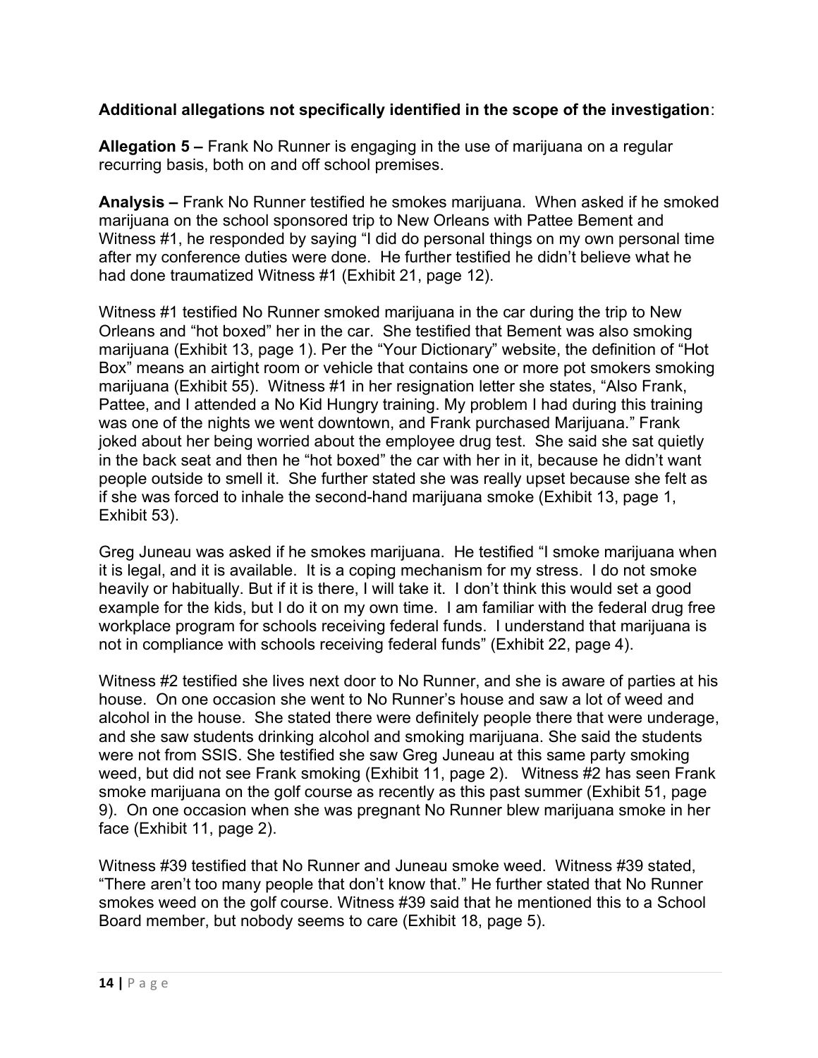**Additional allegations not specifically identified in the scope of the investigation**:

**Allegation 5 –** Frank No Runner is engaging in the use of marijuana on a regular recurring basis, both on and off school premises.

**Analysis –** Frank No Runner testified he smokes marijuana. When asked if he smoked marijuana on the school sponsored trip to New Orleans with Pattee Bement and Witness #1, he responded by saying "I did do personal things on my own personal time after my conference duties were done. He further testified he didn't believe what he had done traumatized Witness #1 (Exhibit 21, page 12).

Witness #1 testified No Runner smoked marijuana in the car during the trip to New Orleans and "hot boxed" her in the car. She testified that Bement was also smoking marijuana (Exhibit 13, page 1). Per the "Your Dictionary" website, the definition of "Hot Box" means an airtight room or vehicle that contains one or more pot smokers smoking marijuana (Exhibit 55). Witness #1 in her resignation letter she states, "Also Frank, Pattee, and I attended a No Kid Hungry training. My problem I had during this training was one of the nights we went downtown, and Frank purchased Marijuana." Frank joked about her being worried about the employee drug test. She said she sat quietly in the back seat and then he "hot boxed" the car with her in it, because he didn't want people outside to smell it. She further stated she was really upset because she felt as if she was forced to inhale the second-hand marijuana smoke (Exhibit 13, page 1, Exhibit 53).

Greg Juneau was asked if he smokes marijuana. He testified "I smoke marijuana when it is legal, and it is available. It is a coping mechanism for my stress. I do not smoke heavily or habitually. But if it is there, I will take it. I don't think this would set a good example for the kids, but I do it on my own time. I am familiar with the federal drug free workplace program for schools receiving federal funds. I understand that marijuana is not in compliance with schools receiving federal funds" (Exhibit 22, page 4).

Witness #2 testified she lives next door to No Runner, and she is aware of parties at his house. On one occasion she went to No Runner's house and saw a lot of weed and alcohol in the house. She stated there were definitely people there that were underage, and she saw students drinking alcohol and smoking marijuana. She said the students were not from SSIS. She testified she saw Greg Juneau at this same party smoking weed, but did not see Frank smoking (Exhibit 11, page 2). Witness #2 has seen Frank smoke marijuana on the golf course as recently as this past summer (Exhibit 51, page 9). On one occasion when she was pregnant No Runner blew marijuana smoke in her face (Exhibit 11, page 2).

Witness #39 testified that No Runner and Juneau smoke weed. Witness #39 stated, "There aren't too many people that don't know that." He further stated that No Runner smokes weed on the golf course. Witness #39 said that he mentioned this to a School Board member, but nobody seems to care (Exhibit 18, page 5).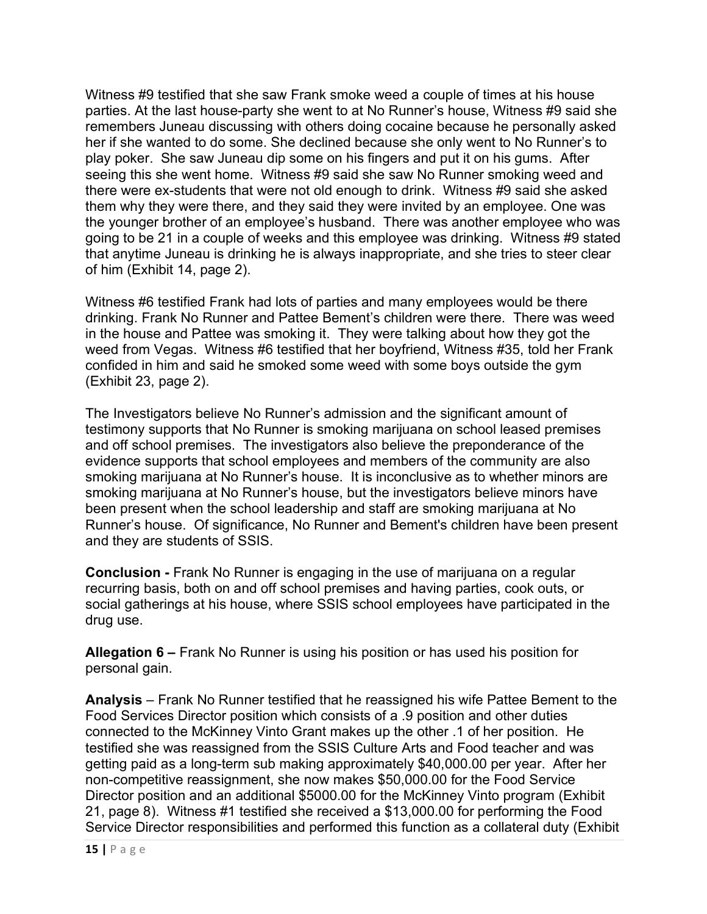Witness #9 testified that she saw Frank smoke weed a couple of times at his house parties. At the last house-party she went to at No Runner's house, Witness #9 said she remembers Juneau discussing with others doing cocaine because he personally asked her if she wanted to do some. She declined because she only went to No Runner's to play poker. She saw Juneau dip some on his fingers and put it on his gums. After seeing this she went home. Witness #9 said she saw No Runner smoking weed and there were ex-students that were not old enough to drink. Witness #9 said she asked them why they were there, and they said they were invited by an employee. One was the younger brother of an employee's husband. There was another employee who was going to be 21 in a couple of weeks and this employee was drinking. Witness #9 stated that anytime Juneau is drinking he is always inappropriate, and she tries to steer clear of him (Exhibit 14, page 2).

Witness #6 testified Frank had lots of parties and many employees would be there drinking. Frank No Runner and Pattee Bement's children were there. There was weed in the house and Pattee was smoking it. They were talking about how they got the weed from Vegas. Witness #6 testified that her boyfriend, Witness #35, told her Frank confided in him and said he smoked some weed with some boys outside the gym (Exhibit 23, page 2).

The Investigators believe No Runner's admission and the significant amount of testimony supports that No Runner is smoking marijuana on school leased premises and off school premises. The investigators also believe the preponderance of the evidence supports that school employees and members of the community are also smoking marijuana at No Runner's house. It is inconclusive as to whether minors are smoking marijuana at No Runner's house, but the investigators believe minors have been present when the school leadership and staff are smoking marijuana at No Runner's house. Of significance, No Runner and Bement's children have been present and they are students of SSIS.

**Conclusion -** Frank No Runner is engaging in the use of marijuana on a regular recurring basis, both on and off school premises and having parties, cook outs, or social gatherings at his house, where SSIS school employees have participated in the drug use.

**Allegation 6 –** Frank No Runner is using his position or has used his position for personal gain.

**Analysis** – Frank No Runner testified that he reassigned his wife Pattee Bement to the Food Services Director position which consists of a .9 position and other duties connected to the McKinney Vinto Grant makes up the other .1 of her position. He testified she was reassigned from the SSIS Culture Arts and Food teacher and was getting paid as a long-term sub making approximately $40,000.00 per year. After her non-competitive reassignment, she now makes $50,000.00 for the Food Service Director position and an additional $5000.00 for the McKinney Vinto program (Exhibit 21, page 8). Witness #1 testified she received a $13,000.00 for performing the Food Service Director responsibilities and performed this function as a collateral duty (Exhibit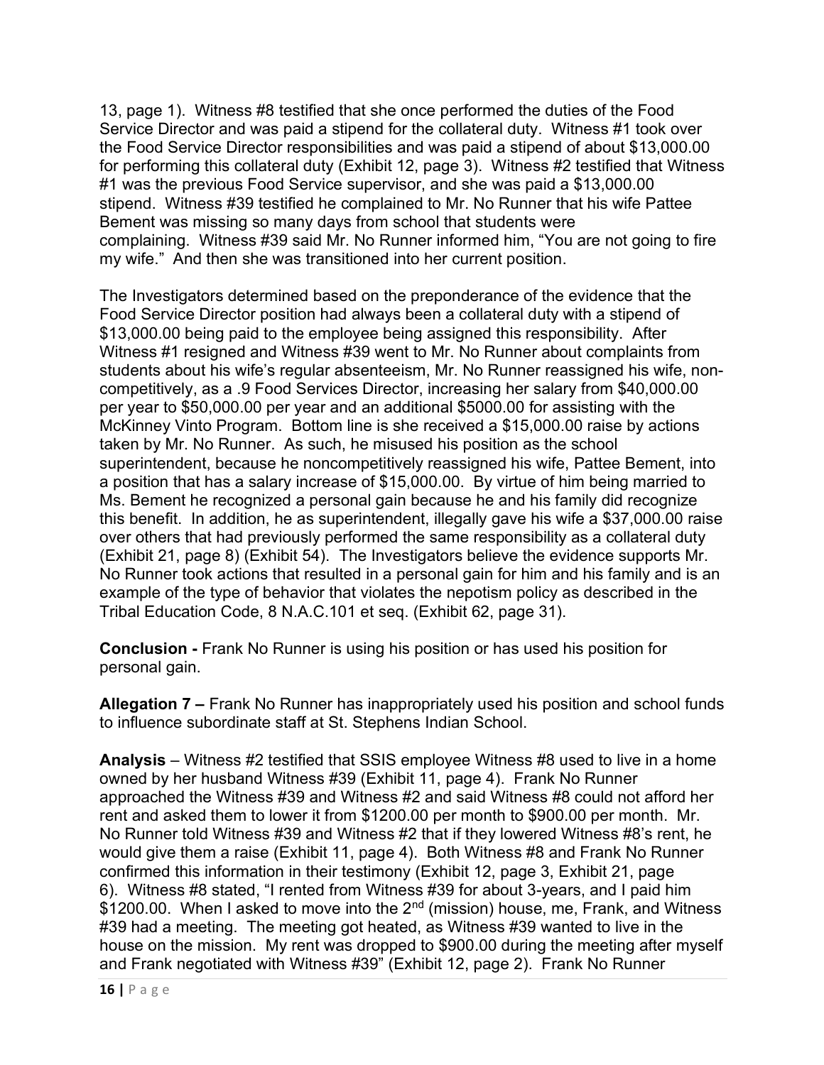13, page 1). Witness #8 testified that she once performed the duties of the Food Service Director and was paid a stipend for the collateral duty. Witness #1 took over the Food Service Director responsibilities and was paid a stipend of about $13,000.00 for performing this collateral duty (Exhibit 12, page 3). Witness #2 testified that Witness #1 was the previous Food Service supervisor, and she was paid a $13,000.00 stipend. Witness #39 testified he complained to Mr. No Runner that his wife Pattee Bement was missing so many days from school that students were complaining. Witness #39 said Mr. No Runner informed him, "You are not going to fire my wife." And then she was transitioned into her current position.

The Investigators determined based on the preponderance of the evidence that the Food Service Director position had always been a collateral duty with a stipend of $13,000.00 being paid to the employee being assigned this responsibility. After Witness #1 resigned and Witness #39 went to Mr. No Runner about complaints from students about his wife's regular absenteeism, Mr. No Runner reassigned his wife, non-competitively, as a .9 Food Services Director, increasing her salary from $40,000.00 per year to $50,000.00 per year and an additional $5000.00 for assisting with the McKinney Vinto Program. Bottom line is she received a $15,000.00 raise by actions taken by Mr. No Runner. As such, he misused his position as the school superintendent, because he noncompetitively reassigned his wife, Pattee Bement, into a position that has a salary increase of $15,000.00. By virtue of him being married to Ms. Bement he recognized a personal gain because he and his family did recognize this benefit. In addition, he as superintendent, illegally gave his wife a $37,000.00 raise over others that had previously performed the same responsibility as a collateral duty (Exhibit 21, page 8) (Exhibit 54). The Investigators believe the evidence supports Mr. No Runner took actions that resulted in a personal gain for him and his family and is an example of the type of behavior that violates the nepotism policy as described in the Tribal Education Code, 8 N.A.C.101 et seq. (Exhibit 62, page 31).

**Conclusion -** Frank No Runner is using his position or has used his position for personal gain.

**Allegation 7 –** Frank No Runner has inappropriately used his position and school funds to influence subordinate staff at St. Stephens Indian School.

**Analysis** – Witness #2 testified that SSIS employee Witness #8 used to live in a home owned by her husband Witness #39 (Exhibit 11, page 4). Frank No Runner approached the Witness #39 and Witness #2 and said Witness #8 could not afford her rent and asked them to lower it from $1200.00 per month to $900.00 per month. Mr. No Runner told Witness #39 and Witness #2 that if they lowered Witness #8's rent, he would give them a raise (Exhibit 11, page 4). Both Witness #8 and Frank No Runner confirmed this information in their testimony (Exhibit 12, page 3, Exhibit 21, page 6). Witness #8 stated, "I rented from Witness #39 for about 3-years, and I paid him $1200.00. When I asked to move into the 2nd (mission) house, me, Frank, and Witness #39 had a meeting. The meeting got heated, as Witness #39 wanted to live in the house on the mission. My rent was dropped to $900.00 during the meeting after myself and Frank negotiated with Witness #39" (Exhibit 12, page 2). Frank No Runner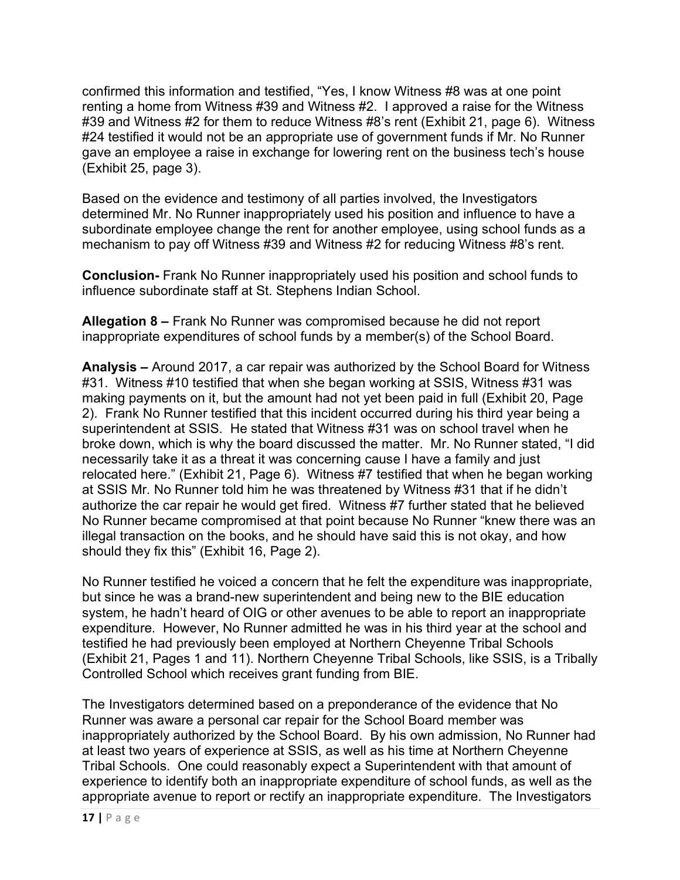confirmed this information and testified, "Yes, I know Witness #8 was at one point renting a home from Witness #39 and Witness #2. I approved a raise for the Witness #39 and Witness #2 for them to reduce Witness #8's rent (Exhibit 21, page 6). Witness #24 testified it would not be an appropriate use of government funds if Mr. No Runner gave an employee a raise in exchange for lowering rent on the business tech's house (Exhibit 25, page 3).

Based on the evidence and testimony of all parties involved, the Investigators determined Mr. No Runner inappropriately used his position and influence to have a subordinate employee change the rent for another employee, using school funds as a mechanism to pay off Witness #39 and Witness #2 for reducing Witness #8's rent.

**Conclusion-** Frank No Runner inappropriately used his position and school funds to influence subordinate staff at St. Stephens Indian School.

**Allegation 8 –** Frank No Runner was compromised because he did not report inappropriate expenditures of school funds by a member(s) of the School Board.

**Analysis –** Around 2017, a car repair was authorized by the School Board for Witness #31. Witness #10 testified that when she began working at SSIS, Witness #31 was making payments on it, but the amount had not yet been paid in full (Exhibit 20, Page 2). Frank No Runner testified that this incident occurred during his third year being a superintendent at SSIS. He stated that Witness #31 was on school travel when he broke down, which is why the board discussed the matter. Mr. No Runner stated, "I did necessarily take it as a threat it was concerning cause I have a family and just relocated here." (Exhibit 21, Page 6). Witness #7 testified that when he began working at SSIS Mr. No Runner told him he was threatened by Witness #31 that if he didn't authorize the car repair he would get fired. Witness #7 further stated that he believed No Runner became compromised at that point because No Runner "knew there was an illegal transaction on the books, and he should have said this is not okay, and how should they fix this" (Exhibit 16, Page 2).

No Runner testified he voiced a concern that he felt the expenditure was inappropriate, but since he was a brand-new superintendent and being new to the BIE education system, he hadn't heard of OIG or other avenues to be able to report an inappropriate expenditure. However, No Runner admitted he was in his third year at the school and testified he had previously been employed at Northern Cheyenne Tribal Schools (Exhibit 21, Pages 1 and 11). Northern Cheyenne Tribal Schools, like SSIS, is a Tribally Controlled School which receives grant funding from BIE.

The Investigators determined based on a preponderance of the evidence that No Runner was aware a personal car repair for the School Board member was inappropriately authorized by the School Board. By his own admission, No Runner had at least two years of experience at SSIS, as well as his time at Northern Cheyenne Tribal Schools. One could reasonably expect a Superintendent with that amount of experience to identify both an inappropriate expenditure of school funds, as well as the appropriate avenue to report or rectify an inappropriate expenditure. The Investigators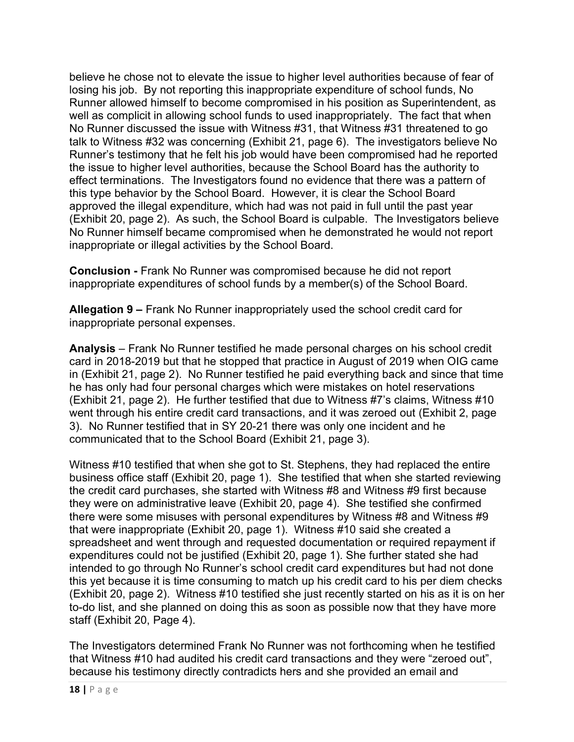believe he chose not to elevate the issue to higher level authorities because of fear of losing his job. By not reporting this inappropriate expenditure of school funds, No Runner allowed himself to become compromised in his position as Superintendent, as well as complicit in allowing school funds to used inappropriately. The fact that when No Runner discussed the issue with Witness #31, that Witness #31 threatened to go talk to Witness #32 was concerning (Exhibit 21, page 6). The investigators believe No Runner's testimony that he felt his job would have been compromised had he reported the issue to higher level authorities, because the School Board has the authority to effect terminations. The Investigators found no evidence that there was a pattern of this type behavior by the School Board. However, it is clear the School Board approved the illegal expenditure, which had was not paid in full until the past year (Exhibit 20, page 2). As such, the School Board is culpable. The Investigators believe No Runner himself became compromised when he demonstrated he would not report inappropriate or illegal activities by the School Board.

**Conclusion -** Frank No Runner was compromised because he did not report inappropriate expenditures of school funds by a member(s) of the School Board.

**Allegation 9 –** Frank No Runner inappropriately used the school credit card for inappropriate personal expenses.

**Analysis** – Frank No Runner testified he made personal charges on his school credit card in 2018-2019 but that he stopped that practice in August of 2019 when OIG came in (Exhibit 21, page 2). No Runner testified he paid everything back and since that time he has only had four personal charges which were mistakes on hotel reservations (Exhibit 21, page 2). He further testified that due to Witness #7's claims, Witness #10 went through his entire credit card transactions, and it was zeroed out (Exhibit 2, page 3). No Runner testified that in SY 20-21 there was only one incident and he communicated that to the School Board (Exhibit 21, page 3).

Witness #10 testified that when she got to St. Stephens, they had replaced the entire business office staff (Exhibit 20, page 1). She testified that when she started reviewing the credit card purchases, she started with Witness #8 and Witness #9 first because they were on administrative leave (Exhibit 20, page 4). She testified she confirmed there were some misuses with personal expenditures by Witness #8 and Witness #9 that were inappropriate (Exhibit 20, page 1). Witness #10 said she created a spreadsheet and went through and requested documentation or required repayment if expenditures could not be justified (Exhibit 20, page 1). She further stated she had intended to go through No Runner's school credit card expenditures but had not done this yet because it is time consuming to match up his credit card to his per diem checks (Exhibit 20, page 2). Witness #10 testified she just recently started on his as it is on her to-do list, and she planned on doing this as soon as possible now that they have more staff (Exhibit 20, Page 4).

The Investigators determined Frank No Runner was not forthcoming when he testified that Witness #10 had audited his credit card transactions and they were "zeroed out", because his testimony directly contradicts hers and she provided an email and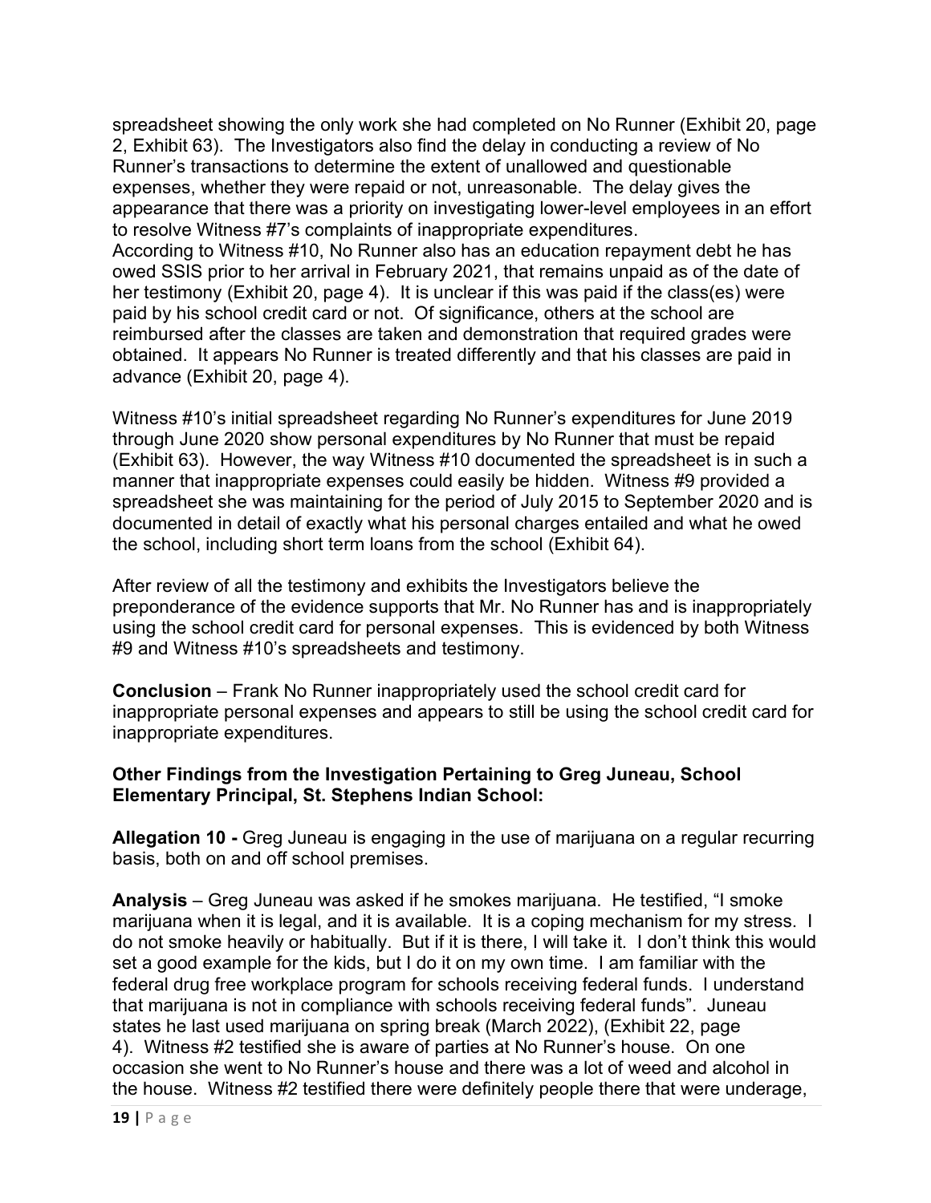spreadsheet showing the only work she had completed on No Runner (Exhibit 20, page 2, Exhibit 63). The Investigators also find the delay in conducting a review of No Runner's transactions to determine the extent of unallowed and questionable expenses, whether they were repaid or not, unreasonable. The delay gives the appearance that there was a priority on investigating lower-level employees in an effort to resolve Witness #7's complaints of inappropriate expenditures.
According to Witness #10, No Runner also has an education repayment debt he has owed SSIS prior to her arrival in February 2021, that remains unpaid as of the date of her testimony (Exhibit 20, page 4). It is unclear if this was paid if the class(es) were paid by his school credit card or not. Of significance, others at the school are reimbursed after the classes are taken and demonstration that required grades were obtained. It appears No Runner is treated differently and that his classes are paid in advance (Exhibit 20, page 4).

Witness #10's initial spreadsheet regarding No Runner's expenditures for June 2019 through June 2020 show personal expenditures by No Runner that must be repaid (Exhibit 63). However, the way Witness #10 documented the spreadsheet is in such a manner that inappropriate expenses could easily be hidden. Witness #9 provided a spreadsheet she was maintaining for the period of July 2015 to September 2020 and is documented in detail of exactly what his personal charges entailed and what he owed the school, including short term loans from the school (Exhibit 64).

After review of all the testimony and exhibits the Investigators believe the preponderance of the evidence supports that Mr. No Runner has and is inappropriately using the school credit card for personal expenses. This is evidenced by both Witness #9 and Witness #10's spreadsheets and testimony.

**Conclusion** – Frank No Runner inappropriately used the school credit card for inappropriate personal expenses and appears to still be using the school credit card for inappropriate expenditures.

**Other Findings from the Investigation Pertaining to Greg Juneau, School Elementary Principal, St. Stephens Indian School:**

**Allegation 10 -** Greg Juneau is engaging in the use of marijuana on a regular recurring basis, both on and off school premises.

**Analysis** – Greg Juneau was asked if he smokes marijuana. He testified, "I smoke marijuana when it is legal, and it is available. It is a coping mechanism for my stress. I do not smoke heavily or habitually. But if it is there, I will take it. I don't think this would set a good example for the kids, but I do it on my own time. I am familiar with the federal drug free workplace program for schools receiving federal funds. I understand that marijuana is not in compliance with schools receiving federal funds". Juneau states he last used marijuana on spring break (March 2022), (Exhibit 22, page 4). Witness #2 testified she is aware of parties at No Runner's house. On one occasion she went to No Runner's house and there was a lot of weed and alcohol in the house. Witness #2 testified there were definitely people there that were underage,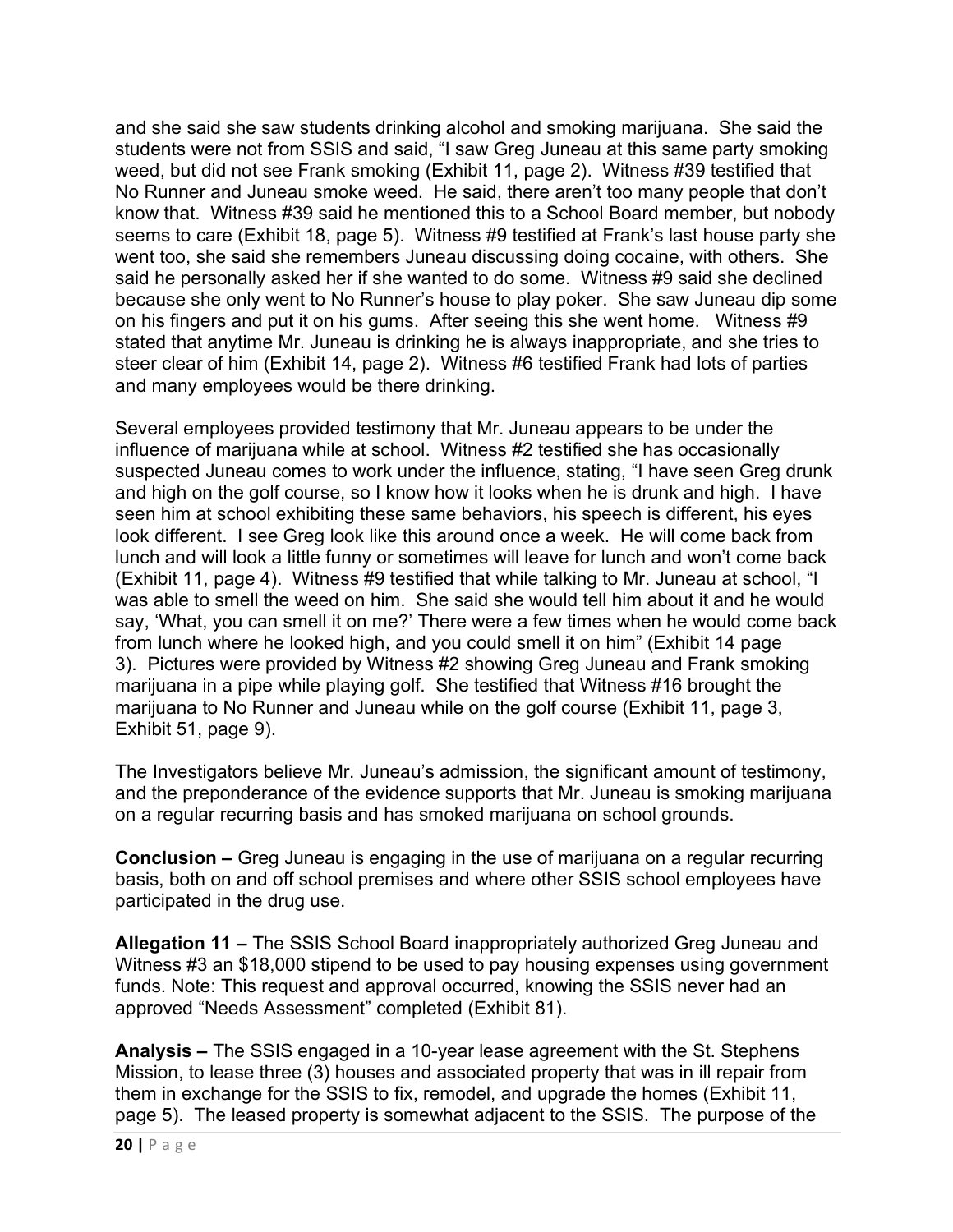and she said she saw students drinking alcohol and smoking marijuana. She said the students were not from SSIS and said, "I saw Greg Juneau at this same party smoking weed, but did not see Frank smoking (Exhibit 11, page 2). Witness #39 testified that No Runner and Juneau smoke weed. He said, there aren't too many people that don't know that. Witness #39 said he mentioned this to a School Board member, but nobody seems to care (Exhibit 18, page 5). Witness #9 testified at Frank's last house party she went too, she said she remembers Juneau discussing doing cocaine, with others. She said he personally asked her if she wanted to do some. Witness #9 said she declined because she only went to No Runner's house to play poker. She saw Juneau dip some on his fingers and put it on his gums. After seeing this she went home. Witness #9 stated that anytime Mr. Juneau is drinking he is always inappropriate, and she tries to steer clear of him (Exhibit 14, page 2). Witness #6 testified Frank had lots of parties and many employees would be there drinking.

Several employees provided testimony that Mr. Juneau appears to be under the influence of marijuana while at school. Witness #2 testified she has occasionally suspected Juneau comes to work under the influence, stating, "I have seen Greg drunk and high on the golf course, so I know how it looks when he is drunk and high. I have seen him at school exhibiting these same behaviors, his speech is different, his eyes look different. I see Greg look like this around once a week. He will come back from lunch and will look a little funny or sometimes will leave for lunch and won't come back (Exhibit 11, page 4). Witness #9 testified that while talking to Mr. Juneau at school, "I was able to smell the weed on him. She said she would tell him about it and he would say, 'What, you can smell it on me?' There were a few times when he would come back from lunch where he looked high, and you could smell it on him" (Exhibit 14 page 3). Pictures were provided by Witness #2 showing Greg Juneau and Frank smoking marijuana in a pipe while playing golf. She testified that Witness #16 brought the marijuana to No Runner and Juneau while on the golf course (Exhibit 11, page 3, Exhibit 51, page 9).

The Investigators believe Mr. Juneau's admission, the significant amount of testimony, and the preponderance of the evidence supports that Mr. Juneau is smoking marijuana on a regular recurring basis and has smoked marijuana on school grounds.

**Conclusion –** Greg Juneau is engaging in the use of marijuana on a regular recurring basis, both on and off school premises and where other SSIS school employees have participated in the drug use.

**Allegation 11 –** The SSIS School Board inappropriately authorized Greg Juneau and Witness #3 an $18,000 stipend to be used to pay housing expenses using government funds. Note: This request and approval occurred, knowing the SSIS never had an approved "Needs Assessment" completed (Exhibit 81).

**Analysis –** The SSIS engaged in a 10-year lease agreement with the St. Stephens Mission, to lease three (3) houses and associated property that was in ill repair from them in exchange for the SSIS to fix, remodel, and upgrade the homes (Exhibit 11, page 5). The leased property is somewhat adjacent to the SSIS. The purpose of the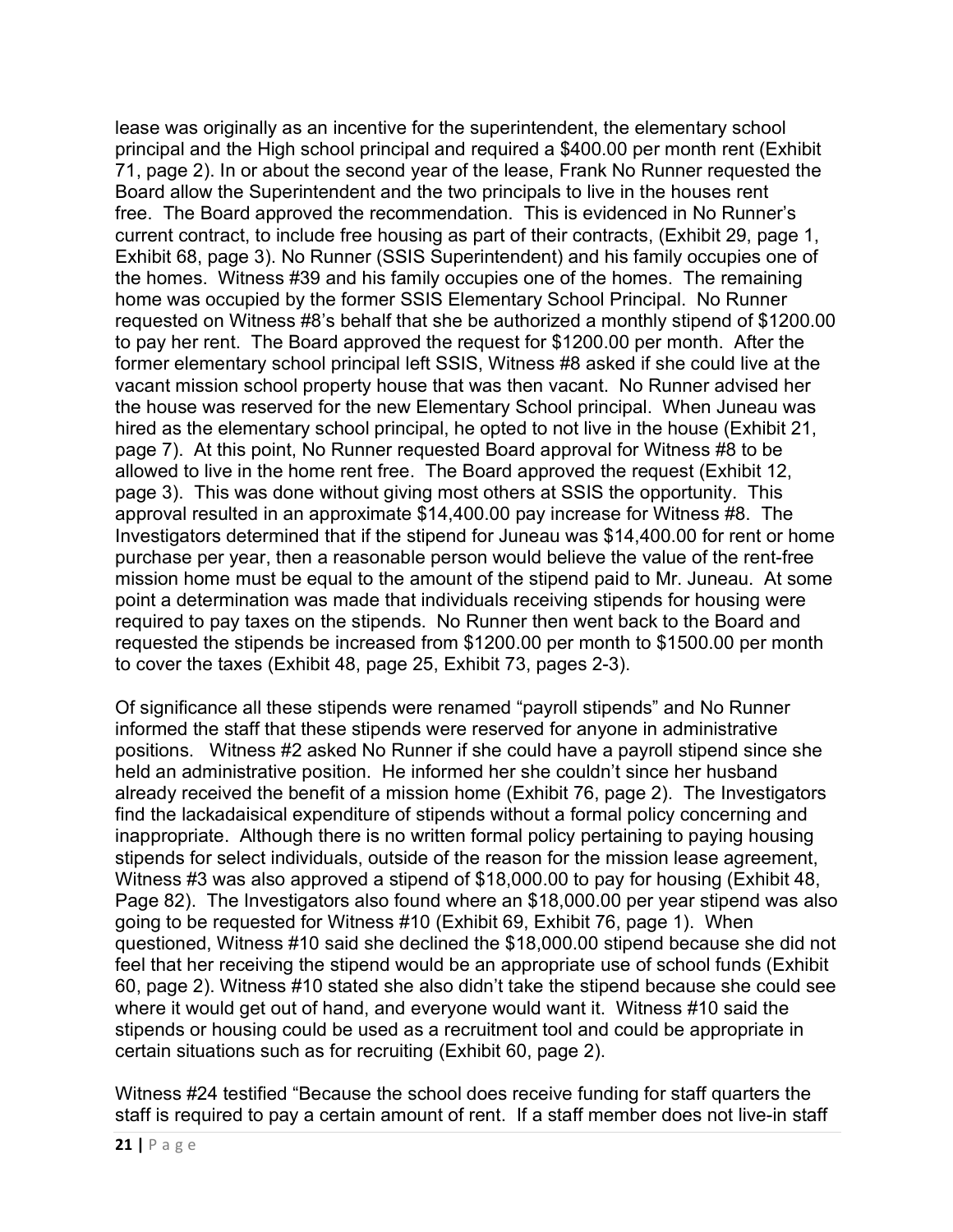lease was originally as an incentive for the superintendent, the elementary school principal and the High school principal and required a $400.00 per month rent (Exhibit 71, page 2). In or about the second year of the lease, Frank No Runner requested the Board allow the Superintendent and the two principals to live in the houses rent free. The Board approved the recommendation. This is evidenced in No Runner's current contract, to include free housing as part of their contracts, (Exhibit 29, page 1, Exhibit 68, page 3). No Runner (SSIS Superintendent) and his family occupies one of the homes. Witness #39 and his family occupies one of the homes. The remaining home was occupied by the former SSIS Elementary School Principal. No Runner requested on Witness #8's behalf that she be authorized a monthly stipend of $1200.00 to pay her rent. The Board approved the request for $1200.00 per month. After the former elementary school principal left SSIS, Witness #8 asked if she could live at the vacant mission school property house that was then vacant. No Runner advised her the house was reserved for the new Elementary School principal. When Juneau was hired as the elementary school principal, he opted to not live in the house (Exhibit 21, page 7). At this point, No Runner requested Board approval for Witness #8 to be allowed to live in the home rent free. The Board approved the request (Exhibit 12, page 3). This was done without giving most others at SSIS the opportunity. This approval resulted in an approximate $14,400.00 pay increase for Witness #8. The Investigators determined that if the stipend for Juneau was $14,400.00 for rent or home purchase per year, then a reasonable person would believe the value of the rent-free mission home must be equal to the amount of the stipend paid to Mr. Juneau. At some point a determination was made that individuals receiving stipends for housing were required to pay taxes on the stipends. No Runner then went back to the Board and requested the stipends be increased from $1200.00 per month to $1500.00 per month to cover the taxes (Exhibit 48, page 25, Exhibit 73, pages 2-3).

Of significance all these stipends were renamed "payroll stipends" and No Runner informed the staff that these stipends were reserved for anyone in administrative positions. Witness #2 asked No Runner if she could have a payroll stipend since she held an administrative position. He informed her she couldn't since her husband already received the benefit of a mission home (Exhibit 76, page 2). The Investigators find the lackadaisical expenditure of stipends without a formal policy concerning and inappropriate. Although there is no written formal policy pertaining to paying housing stipends for select individuals, outside of the reason for the mission lease agreement, Witness #3 was also approved a stipend of $18,000.00 to pay for housing (Exhibit 48, Page 82). The Investigators also found where an $18,000.00 per year stipend was also going to be requested for Witness #10 (Exhibit 69, Exhibit 76, page 1). When questioned, Witness #10 said she declined the $18,000.00 stipend because she did not feel that her receiving the stipend would be an appropriate use of school funds (Exhibit 60, page 2). Witness #10 stated she also didn't take the stipend because she could see where it would get out of hand, and everyone would want it. Witness #10 said the stipends or housing could be used as a recruitment tool and could be appropriate in certain situations such as for recruiting (Exhibit 60, page 2).

Witness #24 testified "Because the school does receive funding for staff quarters the staff is required to pay a certain amount of rent. If a staff member does not live-in staff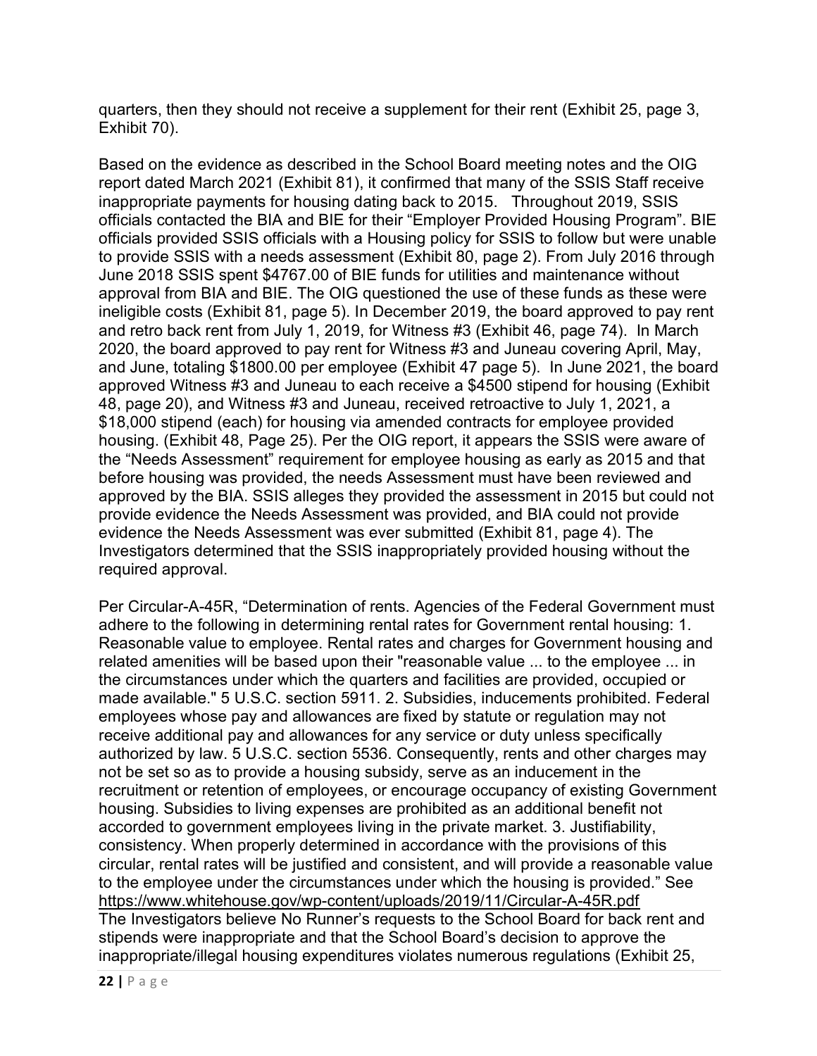quarters, then they should not receive a supplement for their rent (Exhibit 25, page 3, Exhibit 70).

Based on the evidence as described in the School Board meeting notes and the OIG report dated March 2021 (Exhibit 81), it confirmed that many of the SSIS Staff receive inappropriate payments for housing dating back to 2015. Throughout 2019, SSIS officials contacted the BIA and BIE for their "Employer Provided Housing Program". BIE officials provided SSIS officials with a Housing policy for SSIS to follow but were unable to provide SSIS with a needs assessment (Exhibit 80, page 2). From July 2016 through June 2018 SSIS spent $4767.00 of BIE funds for utilities and maintenance without approval from BIA and BIE. The OIG questioned the use of these funds as these were ineligible costs (Exhibit 81, page 5). In December 2019, the board approved to pay rent and retro back rent from July 1, 2019, for Witness #3 (Exhibit 46, page 74). In March 2020, the board approved to pay rent for Witness #3 and Juneau covering April, May, and June, totaling $1800.00 per employee (Exhibit 47 page 5). In June 2021, the board approved Witness #3 and Juneau to each receive a $4500 stipend for housing (Exhibit 48, page 20), and Witness #3 and Juneau, received retroactive to July 1, 2021, a $18,000 stipend (each) for housing via amended contracts for employee provided housing. (Exhibit 48, Page 25). Per the OIG report, it appears the SSIS were aware of the "Needs Assessment" requirement for employee housing as early as 2015 and that before housing was provided, the needs Assessment must have been reviewed and approved by the BIA. SSIS alleges they provided the assessment in 2015 but could not provide evidence the Needs Assessment was provided, and BIA could not provide evidence the Needs Assessment was ever submitted (Exhibit 81, page 4). The Investigators determined that the SSIS inappropriately provided housing without the required approval.

Per Circular-A-45R, "Determination of rents. Agencies of the Federal Government must adhere to the following in determining rental rates for Government rental housing: 1. Reasonable value to employee. Rental rates and charges for Government housing and related amenities will be based upon their "reasonable value ... to the employee ... in the circumstances under which the quarters and facilities are provided, occupied or made available." 5 U.S.C. section 5911. 2. Subsidies, inducements prohibited. Federal employees whose pay and allowances are fixed by statute or regulation may not receive additional pay and allowances for any service or duty unless specifically authorized by law. 5 U.S.C. section 5536. Consequently, rents and other charges may not be set so as to provide a housing subsidy, serve as an inducement in the recruitment or retention of employees, or encourage occupancy of existing Government housing. Subsidies to living expenses are prohibited as an additional benefit not accorded to government employees living in the private market. 3. Justifiability, consistency. When properly determined in accordance with the provisions of this circular, rental rates will be justified and consistent, and will provide a reasonable value to the employee under the circumstances under which the housing is provided." See https://www.whitehouse.gov/wp-content/uploads/2019/11/Circular-A-45R.pdf
The Investigators believe No Runner's requests to the School Board for back rent and stipends were inappropriate and that the School Board's decision to approve the inappropriate/illegal housing expenditures violates numerous regulations (Exhibit 25,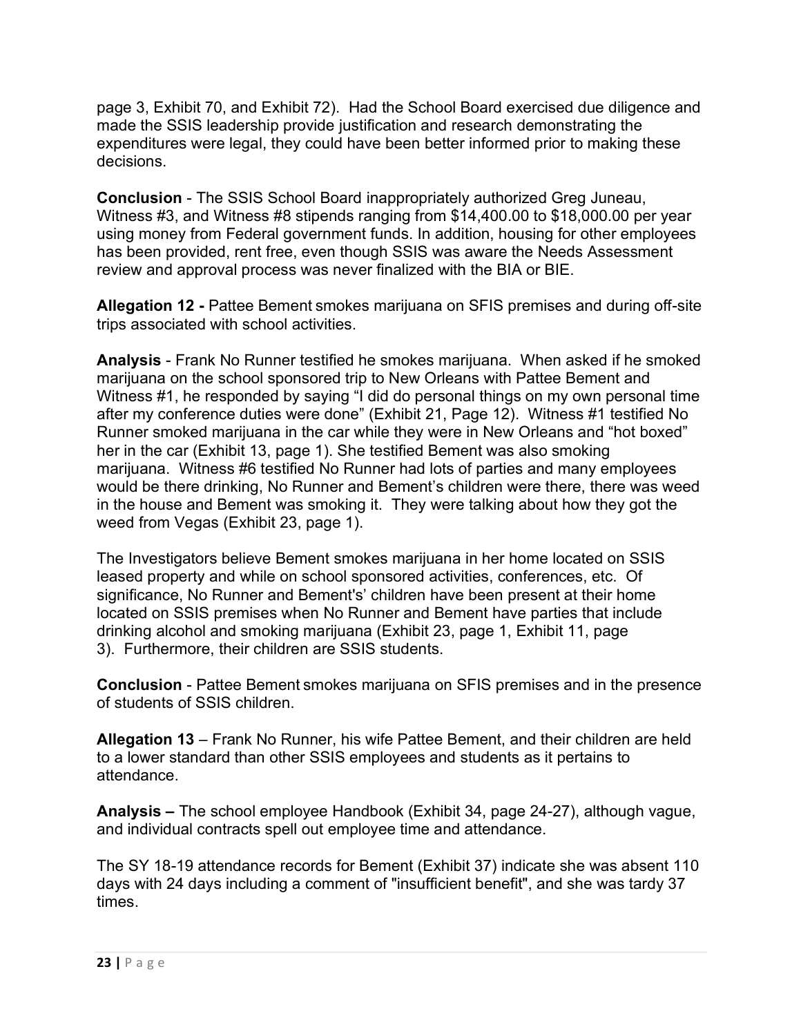page 3, Exhibit 70, and Exhibit 72). Had the School Board exercised due diligence and made the SSIS leadership provide justification and research demonstrating the expenditures were legal, they could have been better informed prior to making these decisions.

**Conclusion** - The SSIS School Board inappropriately authorized Greg Juneau, Witness #3, and Witness #8 stipends ranging from $14,400.00 to $18,000.00 per year using money from Federal government funds. In addition, housing for other employees has been provided, rent free, even though SSIS was aware the Needs Assessment review and approval process was never finalized with the BIA or BIE.

**Allegation 12 -** Pattee Bement smokes marijuana on SFIS premises and during off-site trips associated with school activities.

**Analysis** - Frank No Runner testified he smokes marijuana. When asked if he smoked marijuana on the school sponsored trip to New Orleans with Pattee Bement and Witness #1, he responded by saying "I did do personal things on my own personal time after my conference duties were done" (Exhibit 21, Page 12). Witness #1 testified No Runner smoked marijuana in the car while they were in New Orleans and "hot boxed" her in the car (Exhibit 13, page 1). She testified Bement was also smoking marijuana. Witness #6 testified No Runner had lots of parties and many employees would be there drinking, No Runner and Bement's children were there, there was weed in the house and Bement was smoking it. They were talking about how they got the weed from Vegas (Exhibit 23, page 1).

The Investigators believe Bement smokes marijuana in her home located on SSIS leased property and while on school sponsored activities, conferences, etc. Of significance, No Runner and Bement's' children have been present at their home located on SSIS premises when No Runner and Bement have parties that include drinking alcohol and smoking marijuana (Exhibit 23, page 1, Exhibit 11, page 3). Furthermore, their children are SSIS students.

**Conclusion** - Pattee Bement smokes marijuana on SFIS premises and in the presence of students of SSIS children.

**Allegation 13** – Frank No Runner, his wife Pattee Bement, and their children are held to a lower standard than other SSIS employees and students as it pertains to attendance.

**Analysis –** The school employee Handbook (Exhibit 34, page 24-27), although vague, and individual contracts spell out employee time and attendance.

The SY 18-19 attendance records for Bement (Exhibit 37) indicate she was absent 110 days with 24 days including a comment of "insufficient benefit", and she was tardy 37 times.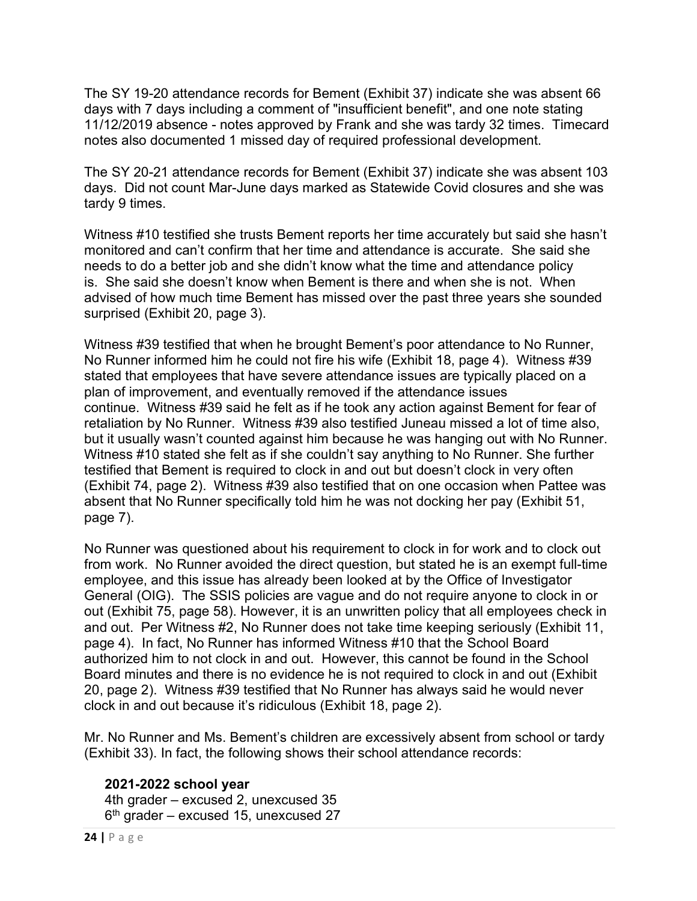The SY 19-20 attendance records for Bement (Exhibit 37) indicate she was absent 66 days with 7 days including a comment of "insufficient benefit", and one note stating 11/12/2019 absence - notes approved by Frank and she was tardy 32 times. Timecard notes also documented 1 missed day of required professional development.

The SY 20-21 attendance records for Bement (Exhibit 37) indicate she was absent 103 days. Did not count Mar-June days marked as Statewide Covid closures and she was tardy 9 times.

Witness #10 testified she trusts Bement reports her time accurately but said she hasn't monitored and can't confirm that her time and attendance is accurate. She said she needs to do a better job and she didn't know what the time and attendance policy is. She said she doesn't know when Bement is there and when she is not. When advised of how much time Bement has missed over the past three years she sounded surprised (Exhibit 20, page 3).

Witness #39 testified that when he brought Bement's poor attendance to No Runner, No Runner informed him he could not fire his wife (Exhibit 18, page 4). Witness #39 stated that employees that have severe attendance issues are typically placed on a plan of improvement, and eventually removed if the attendance issues continue. Witness #39 said he felt as if he took any action against Bement for fear of retaliation by No Runner. Witness #39 also testified Juneau missed a lot of time also, but it usually wasn't counted against him because he was hanging out with No Runner. Witness #10 stated she felt as if she couldn't say anything to No Runner. She further testified that Bement is required to clock in and out but doesn't clock in very often (Exhibit 74, page 2). Witness #39 also testified that on one occasion when Pattee was absent that No Runner specifically told him he was not docking her pay (Exhibit 51, page 7).

No Runner was questioned about his requirement to clock in for work and to clock out from work. No Runner avoided the direct question, but stated he is an exempt full-time employee, and this issue has already been looked at by the Office of Investigator General (OIG). The SSIS policies are vague and do not require anyone to clock in or out (Exhibit 75, page 58). However, it is an unwritten policy that all employees check in and out. Per Witness #2, No Runner does not take time keeping seriously (Exhibit 11, page 4). In fact, No Runner has informed Witness #10 that the School Board authorized him to not clock in and out. However, this cannot be found in the School Board minutes and there is no evidence he is not required to clock in and out (Exhibit 20, page 2). Witness #39 testified that No Runner has always said he would never clock in and out because it's ridiculous (Exhibit 18, page 2).

Mr. No Runner and Ms. Bement's children are excessively absent from school or tardy (Exhibit 33). In fact, the following shows their school attendance records:

**2021-2022 school year**
4th grader – excused 2, unexcused 35
6th grader – excused 15, unexcused 27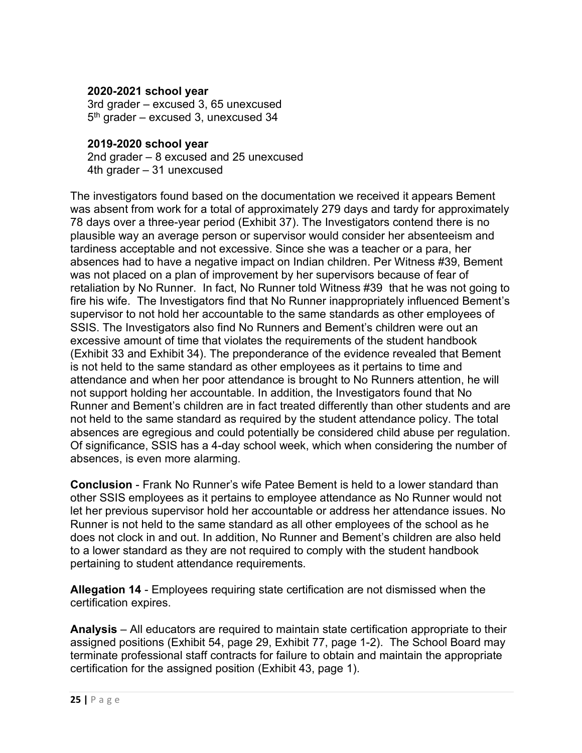**2020-2021 school year**
3rd grader – excused 3, 65 unexcused
5th grader – excused 3, unexcused 34

**2019-2020 school year**
2nd grader – 8 excused and 25 unexcused
4th grader – 31 unexcused

The investigators found based on the documentation we received it appears Bement was absent from work for a total of approximately 279 days and tardy for approximately 78 days over a three-year period (Exhibit 37). The Investigators contend there is no plausible way an average person or supervisor would consider her absenteeism and tardiness acceptable and not excessive. Since she was a teacher or a para, her absences had to have a negative impact on Indian children. Per Witness #39, Bement was not placed on a plan of improvement by her supervisors because of fear of retaliation by No Runner. In fact, No Runner told Witness #39 that he was not going to fire his wife. The Investigators find that No Runner inappropriately influenced Bement's supervisor to not hold her accountable to the same standards as other employees of SSIS. The Investigators also find No Runners and Bement's children were out an excessive amount of time that violates the requirements of the student handbook (Exhibit 33 and Exhibit 34). The preponderance of the evidence revealed that Bement is not held to the same standard as other employees as it pertains to time and attendance and when her poor attendance is brought to No Runners attention, he will not support holding her accountable. In addition, the Investigators found that No Runner and Bement's children are in fact treated differently than other students and are not held to the same standard as required by the student attendance policy. The total absences are egregious and could potentially be considered child abuse per regulation. Of significance, SSIS has a 4-day school week, which when considering the number of absences, is even more alarming.

**Conclusion** - Frank No Runner's wife Patee Bement is held to a lower standard than other SSIS employees as it pertains to employee attendance as No Runner would not let her previous supervisor hold her accountable or address her attendance issues. No Runner is not held to the same standard as all other employees of the school as he does not clock in and out. In addition, No Runner and Bement's children are also held to a lower standard as they are not required to comply with the student handbook pertaining to student attendance requirements.

**Allegation 14** - Employees requiring state certification are not dismissed when the certification expires.

**Analysis** – All educators are required to maintain state certification appropriate to their assigned positions (Exhibit 54, page 29, Exhibit 77, page 1-2). The School Board may terminate professional staff contracts for failure to obtain and maintain the appropriate certification for the assigned position (Exhibit 43, page 1).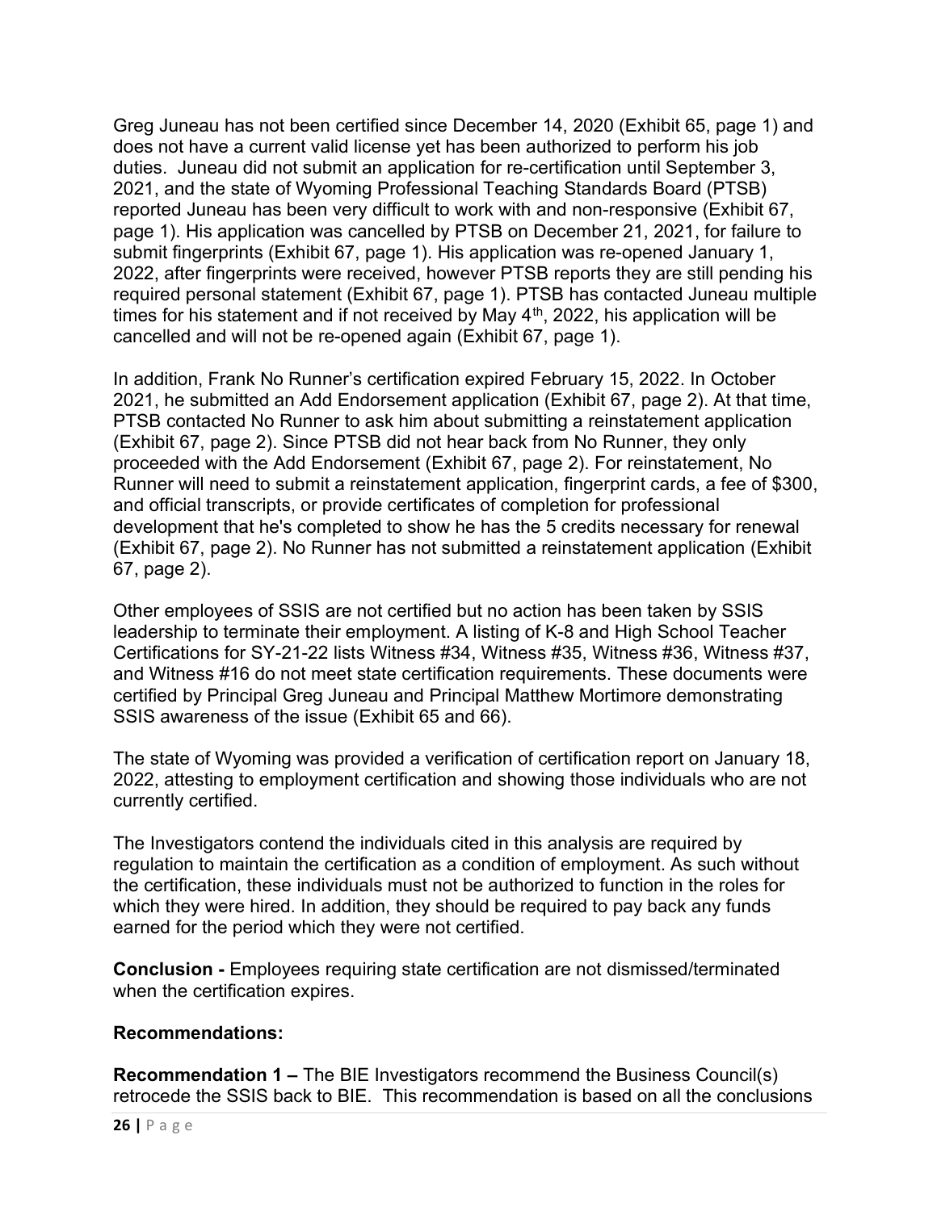Greg Juneau has not been certified since December 14, 2020 (Exhibit 65, page 1) and does not have a current valid license yet has been authorized to perform his job duties. Juneau did not submit an application for re-certification until September 3, 2021, and the state of Wyoming Professional Teaching Standards Board (PTSB) reported Juneau has been very difficult to work with and non-responsive (Exhibit 67, page 1). His application was cancelled by PTSB on December 21, 2021, for failure to submit fingerprints (Exhibit 67, page 1). His application was re-opened January 1, 2022, after fingerprints were received, however PTSB reports they are still pending his required personal statement (Exhibit 67, page 1). PTSB has contacted Juneau multiple times for his statement and if not received by May 4th, 2022, his application will be cancelled and will not be re-opened again (Exhibit 67, page 1).

In addition, Frank No Runner's certification expired February 15, 2022. In October 2021, he submitted an Add Endorsement application (Exhibit 67, page 2). At that time, PTSB contacted No Runner to ask him about submitting a reinstatement application (Exhibit 67, page 2). Since PTSB did not hear back from No Runner, they only proceeded with the Add Endorsement (Exhibit 67, page 2). For reinstatement, No Runner will need to submit a reinstatement application, fingerprint cards, a fee of $300, and official transcripts, or provide certificates of completion for professional development that he's completed to show he has the 5 credits necessary for renewal (Exhibit 67, page 2). No Runner has not submitted a reinstatement application (Exhibit 67, page 2).

Other employees of SSIS are not certified but no action has been taken by SSIS leadership to terminate their employment. A listing of K-8 and High School Teacher Certifications for SY-21-22 lists Witness #34, Witness #35, Witness #36, Witness #37, and Witness #16 do not meet state certification requirements. These documents were certified by Principal Greg Juneau and Principal Matthew Mortimore demonstrating SSIS awareness of the issue (Exhibit 65 and 66).

The state of Wyoming was provided a verification of certification report on January 18, 2022, attesting to employment certification and showing those individuals who are not currently certified.

The Investigators contend the individuals cited in this analysis are required by regulation to maintain the certification as a condition of employment. As such without the certification, these individuals must not be authorized to function in the roles for which they were hired. In addition, they should be required to pay back any funds earned for the period which they were not certified.

**Conclusion -** Employees requiring state certification are not dismissed/terminated when the certification expires.

**Recommendations:**

**Recommendation 1 –** The BIE Investigators recommend the Business Council(s) retrocede the SSIS back to BIE. This recommendation is based on all the conclusions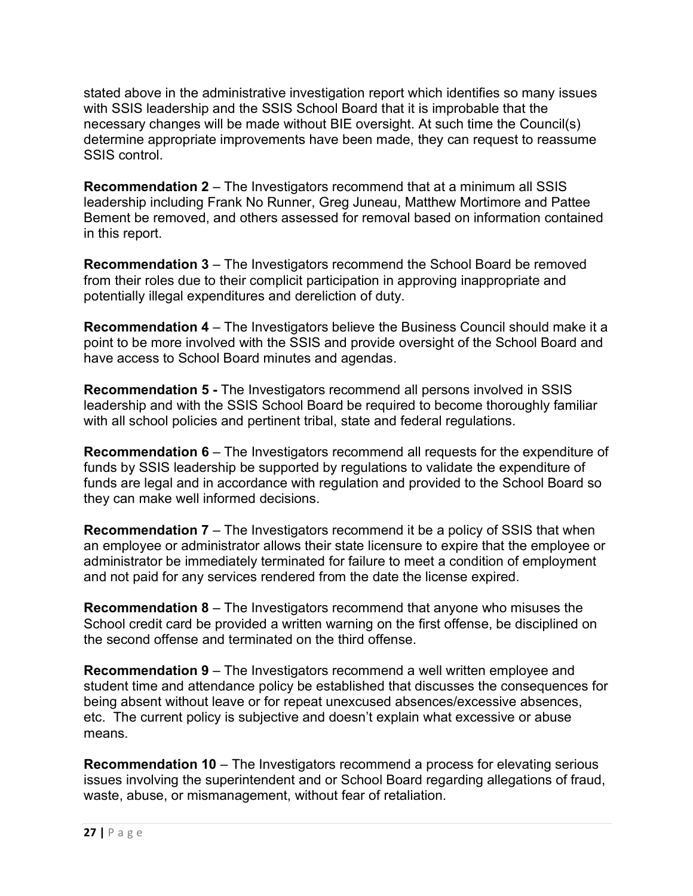stated above in the administrative investigation report which identifies so many issues with SSIS leadership and the SSIS School Board that it is improbable that the necessary changes will be made without BIE oversight. At such time the Council(s) determine appropriate improvements have been made, they can request to reassume SSIS control.

**Recommendation 2** – The Investigators recommend that at a minimum all SSIS leadership including Frank No Runner, Greg Juneau, Matthew Mortimore and Pattee Bement be removed, and others assessed for removal based on information contained in this report.

**Recommendation 3** – The Investigators recommend the School Board be removed from their roles due to their complicit participation in approving inappropriate and potentially illegal expenditures and dereliction of duty.

**Recommendation 4** – The Investigators believe the Business Council should make it a point to be more involved with the SSIS and provide oversight of the School Board and have access to School Board minutes and agendas.

**Recommendation 5 -** The Investigators recommend all persons involved in SSIS leadership and with the SSIS School Board be required to become thoroughly familiar with all school policies and pertinent tribal, state and federal regulations.

**Recommendation 6** – The Investigators recommend all requests for the expenditure of funds by SSIS leadership be supported by regulations to validate the expenditure of funds are legal and in accordance with regulation and provided to the School Board so they can make well informed decisions.

**Recommendation 7** – The Investigators recommend it be a policy of SSIS that when an employee or administrator allows their state licensure to expire that the employee or administrator be immediately terminated for failure to meet a condition of employment and not paid for any services rendered from the date the license expired.

**Recommendation 8** – The Investigators recommend that anyone who misuses the School credit card be provided a written warning on the first offense, be disciplined on the second offense and terminated on the third offense.

**Recommendation 9** – The Investigators recommend a well written employee and student time and attendance policy be established that discusses the consequences for being absent without leave or for repeat unexcused absences/excessive absences, etc. The current policy is subjective and doesn't explain what excessive or abuse means.

**Recommendation 10** – The Investigators recommend a process for elevating serious issues involving the superintendent and or School Board regarding allegations of fraud, waste, abuse, or mismanagement, without fear of retaliation.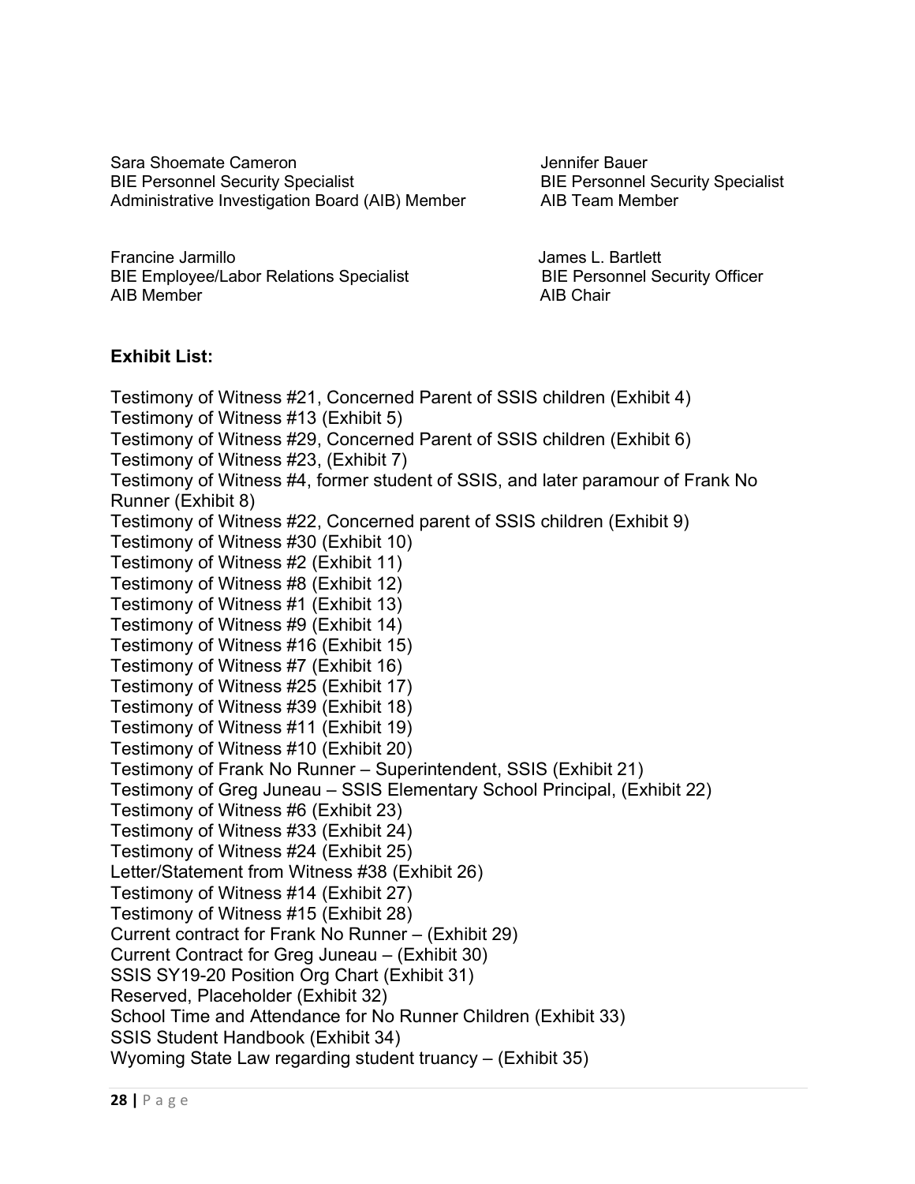Sara Shoemate Cameron
BIE Personnel Security Specialist
Administrative Investigation Board (AIB) Member

Jennifer Bauer
BIE Personnel Security Specialist
AIB Team Member

Francine Jarmillo
BIE Employee/Labor Relations Specialist
AIB Member

James L. Bartlett
BIE Personnel Security Officer
AIB Chair

**Exhibit List:**

Testimony of Witness #21, Concerned Parent of SSIS children (Exhibit 4)
Testimony of Witness #13 (Exhibit 5)
Testimony of Witness #29, Concerned Parent of SSIS children (Exhibit 6)
Testimony of Witness #23, (Exhibit 7)
Testimony of Witness #4, former student of SSIS, and later paramour of Frank No Runner (Exhibit 8)
Testimony of Witness #22, Concerned parent of SSIS children (Exhibit 9)
Testimony of Witness #30 (Exhibit 10)
Testimony of Witness #2 (Exhibit 11)
Testimony of Witness #8 (Exhibit 12)
Testimony of Witness #1 (Exhibit 13)
Testimony of Witness #9 (Exhibit 14)
Testimony of Witness #16 (Exhibit 15)
Testimony of Witness #7 (Exhibit 16)
Testimony of Witness #25 (Exhibit 17)
Testimony of Witness #39 (Exhibit 18)
Testimony of Witness #11 (Exhibit 19)
Testimony of Witness #10 (Exhibit 20)
Testimony of Frank No Runner – Superintendent, SSIS (Exhibit 21)
Testimony of Greg Juneau – SSIS Elementary School Principal, (Exhibit 22)
Testimony of Witness #6 (Exhibit 23)
Testimony of Witness #33 (Exhibit 24)
Testimony of Witness #24 (Exhibit 25)
Letter/Statement from Witness #38 (Exhibit 26)
Testimony of Witness #14 (Exhibit 27)
Testimony of Witness #15 (Exhibit 28)
Current contract for Frank No Runner – (Exhibit 29)
Current Contract for Greg Juneau – (Exhibit 30)
SSIS SY19-20 Position Org Chart (Exhibit 31)
Reserved, Placeholder (Exhibit 32)
School Time and Attendance for No Runner Children (Exhibit 33)
SSIS Student Handbook (Exhibit 34)
Wyoming State Law regarding student truancy – (Exhibit 35)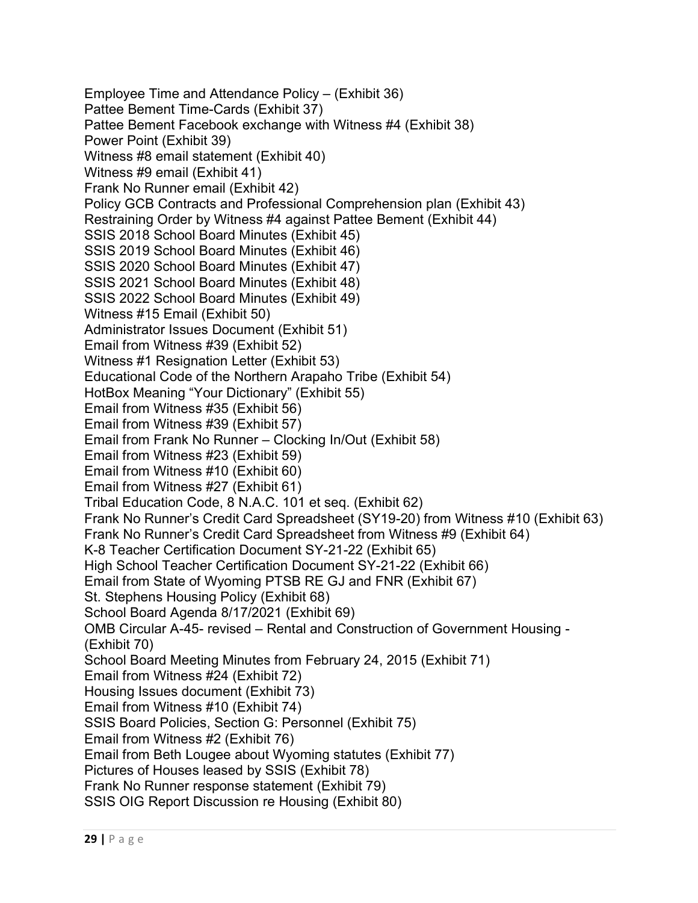Employee Time and Attendance Policy – (Exhibit 36)
Pattee Bement Time-Cards (Exhibit 37)
Pattee Bement Facebook exchange with Witness #4 (Exhibit 38)
Power Point (Exhibit 39)
Witness #8 email statement (Exhibit 40)
Witness #9 email (Exhibit 41)
Frank No Runner email (Exhibit 42)
Policy GCB Contracts and Professional Comprehension plan (Exhibit 43)
Restraining Order by Witness #4 against Pattee Bement (Exhibit 44)
SSIS 2018 School Board Minutes (Exhibit 45)
SSIS 2019 School Board Minutes (Exhibit 46)
SSIS 2020 School Board Minutes (Exhibit 47)
SSIS 2021 School Board Minutes (Exhibit 48)
SSIS 2022 School Board Minutes (Exhibit 49)
Witness #15 Email (Exhibit 50)
Administrator Issues Document (Exhibit 51)
Email from Witness #39 (Exhibit 52)
Witness #1 Resignation Letter (Exhibit 53)
Educational Code of the Northern Arapaho Tribe (Exhibit 54)
HotBox Meaning "Your Dictionary" (Exhibit 55)
Email from Witness #35 (Exhibit 56)
Email from Witness #39 (Exhibit 57)
Email from Frank No Runner – Clocking In/Out (Exhibit 58)
Email from Witness #23 (Exhibit 59)
Email from Witness #10 (Exhibit 60)
Email from Witness #27 (Exhibit 61)
Tribal Education Code, 8 N.A.C. 101 et seq. (Exhibit 62)
Frank No Runner's Credit Card Spreadsheet (SY19-20) from Witness #10 (Exhibit 63)
Frank No Runner's Credit Card Spreadsheet from Witness #9 (Exhibit 64)
K-8 Teacher Certification Document SY-21-22 (Exhibit 65)
High School Teacher Certification Document SY-21-22 (Exhibit 66)
Email from State of Wyoming PTSB RE GJ and FNR (Exhibit 67)
St. Stephens Housing Policy (Exhibit 68)
School Board Agenda 8/17/2021 (Exhibit 69)
OMB Circular A-45- revised – Rental and Construction of Government Housing - (Exhibit 70)
School Board Meeting Minutes from February 24, 2015 (Exhibit 71)
Email from Witness #24 (Exhibit 72)
Housing Issues document (Exhibit 73)
Email from Witness #10 (Exhibit 74)
SSIS Board Policies, Section G: Personnel (Exhibit 75)
Email from Witness #2 (Exhibit 76)
Email from Beth Lougee about Wyoming statutes (Exhibit 77)
Pictures of Houses leased by SSIS (Exhibit 78)
Frank No Runner response statement (Exhibit 79)
SSIS OIG Report Discussion re Housing (Exhibit 80)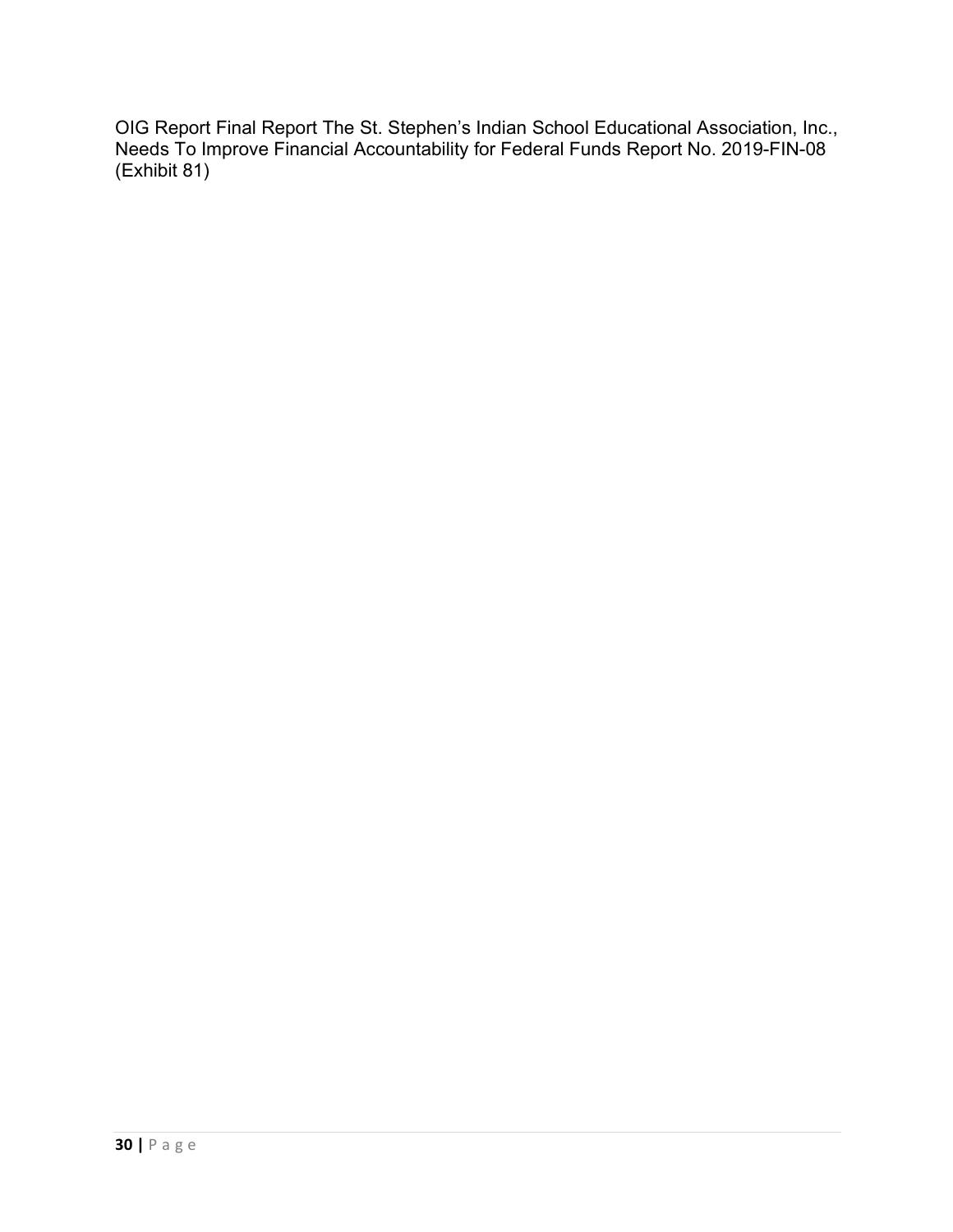OIG Report Final Report The St. Stephen's Indian School Educational Association, Inc., Needs To Improve Financial Accountability for Federal Funds Report No. 2019-FIN-08 (Exhibit 81)